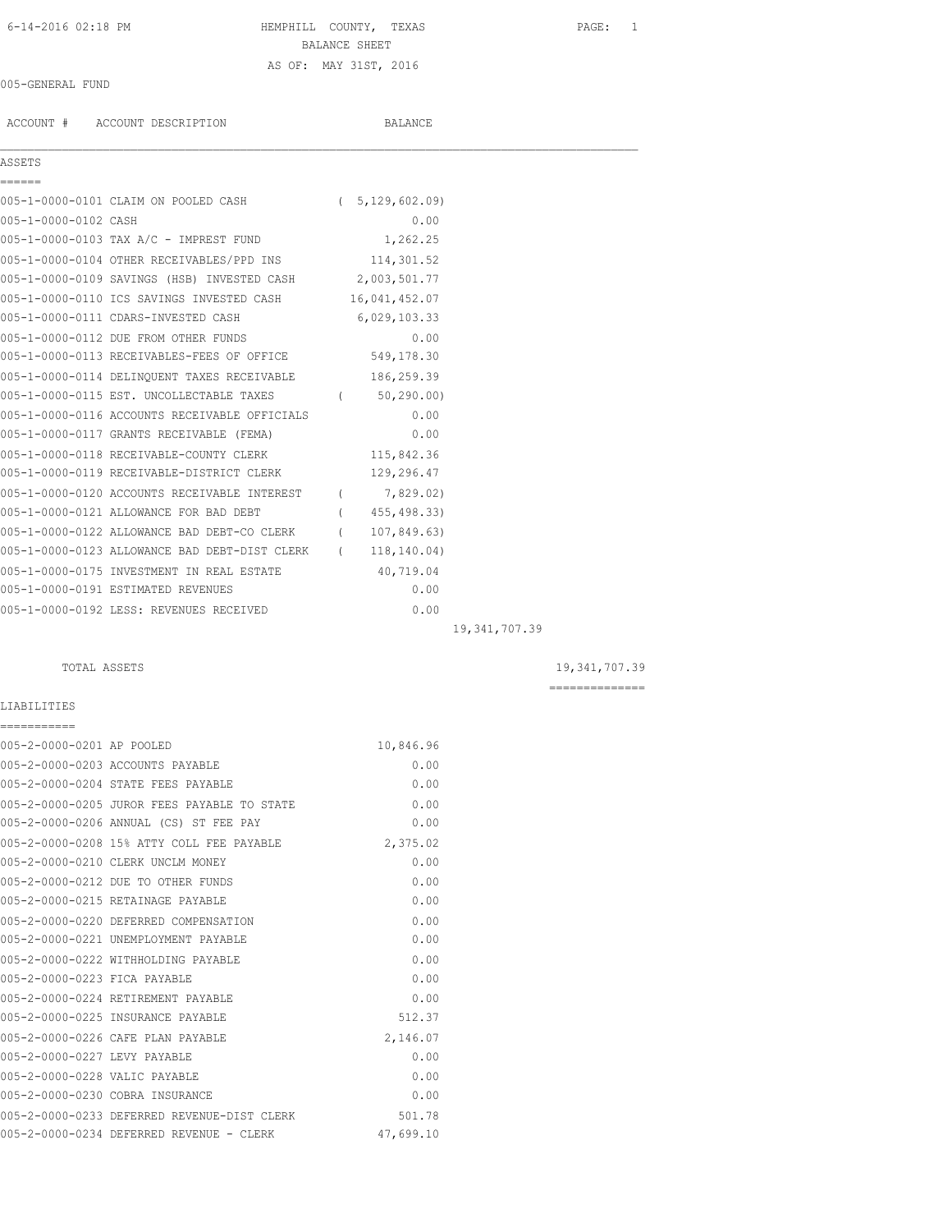# HEMPHILL COUNTY, TEXAS

## BALANCE SHEET

AS OF: MAY 31ST, 2016

6-14-2016 02:18 PM

005-GENERAL FUND

| ACCOUNT # | ACCOUNT DESCRIPTION | BALANCE | | |
|---|---|---|---|---|
| **ASSETS** | | | | |
| 005-1-0000-0101 | CLAIM ON POOLED CASH | ( 5,129,602.09) | | |
| 005-1-0000-0102 | CASH | 0.00 | | |
| 005-1-0000-0103 | TAX A/C - IMPREST FUND | 1,262.25 | | |
| 005-1-0000-0104 | OTHER RECEIVABLES/PPD INS | 114,301.52 | | |
| 005-1-0000-0109 | SAVINGS (HSB) INVESTED CASH | 2,003,501.77 | | |
| 005-1-0000-0110 | ICS SAVINGS INVESTED CASH | 16,041,452.07 | | |
| 005-1-0000-0111 | CDARS-INVESTED CASH | 6,029,103.33 | | |
| 005-1-0000-0112 | DUE FROM OTHER FUNDS | 0.00 | | |
| 005-1-0000-0113 | RECEIVABLES-FEES OF OFFICE | 549,178.30 | | |
| 005-1-0000-0114 | DELINQUENT TAXES RECEIVABLE | 186,259.39 | | |
| 005-1-0000-0115 | EST. UNCOLLECTABLE TAXES | ( 50,290.00) | | |
| 005-1-0000-0116 | ACCOUNTS RECEIVABLE OFFICIALS | 0.00 | | |
| 005-1-0000-0117 | GRANTS RECEIVABLE (FEMA) | 0.00 | | |
| 005-1-0000-0118 | RECEIVABLE-COUNTY CLERK | 115,842.36 | | |
| 005-1-0000-0119 | RECEIVABLE-DISTRICT CLERK | 129,296.47 | | |
| 005-1-0000-0120 | ACCOUNTS RECEIVABLE INTEREST | ( 7,829.02) | | |
| 005-1-0000-0121 | ALLOWANCE FOR BAD DEBT | ( 455,498.33) | | |
| 005-1-0000-0122 | ALLOWANCE BAD DEBT-CO CLERK | ( 107,849.63) | | |
| 005-1-0000-0123 | ALLOWANCE BAD DEBT-DIST CLERK | ( 118,140.04) | | |
| 005-1-0000-0175 | INVESTMENT IN REAL ESTATE | 40,719.04 | | |
| 005-1-0000-0191 | ESTIMATED REVENUES | 0.00 | | |
| 005-1-0000-0192 | LESS: REVENUES RECEIVED | 0.00 | | |
| | | | 19,341,707.39 | |
| | TOTAL ASSETS | | | 19,341,707.39 |
| **LIABILITIES** | | | | |
| 005-2-0000-0201 | AP POOLED | 10,846.96 | | |
| 005-2-0000-0203 | ACCOUNTS PAYABLE | 0.00 | | |
| 005-2-0000-0204 | STATE FEES PAYABLE | 0.00 | | |
| 005-2-0000-0205 | JUROR FEES PAYABLE TO STATE | 0.00 | | |
| 005-2-0000-0206 | ANNUAL (CS) ST FEE PAY | 0.00 | | |
| 005-2-0000-0208 | 15% ATTY COLL FEE PAYABLE | 2,375.02 | | |
| 005-2-0000-0210 | CLERK UNCLM MONEY | 0.00 | | |
| 005-2-0000-0212 | DUE TO OTHER FUNDS | 0.00 | | |
| 005-2-0000-0215 | RETAINAGE PAYABLE | 0.00 | | |
| 005-2-0000-0220 | DEFERRED COMPENSATION | 0.00 | | |
| 005-2-0000-0221 | UNEMPLOYMENT PAYABLE | 0.00 | | |
| 005-2-0000-0222 | WITHHOLDING PAYABLE | 0.00 | | |
| 005-2-0000-0223 | FICA PAYABLE | 0.00 | | |
| 005-2-0000-0224 | RETIREMENT PAYABLE | 0.00 | | |
| 005-2-0000-0225 | INSURANCE PAYABLE | 512.37 | | |
| 005-2-0000-0226 | CAFE PLAN PAYABLE | 2,146.07 | | |
| 005-2-0000-0227 | LEVY PAYABLE | 0.00 | | |
| 005-2-0000-0228 | VALIC PAYABLE | 0.00 | | |
| 005-2-0000-0230 | COBRA INSURANCE | 0.00 | | |
| 005-2-0000-0233 | DEFERRED REVENUE-DIST CLERK | 501.78 | | |
| 005-2-0000-0234 | DEFERRED REVENUE - CLERK | 47,699.10 | | |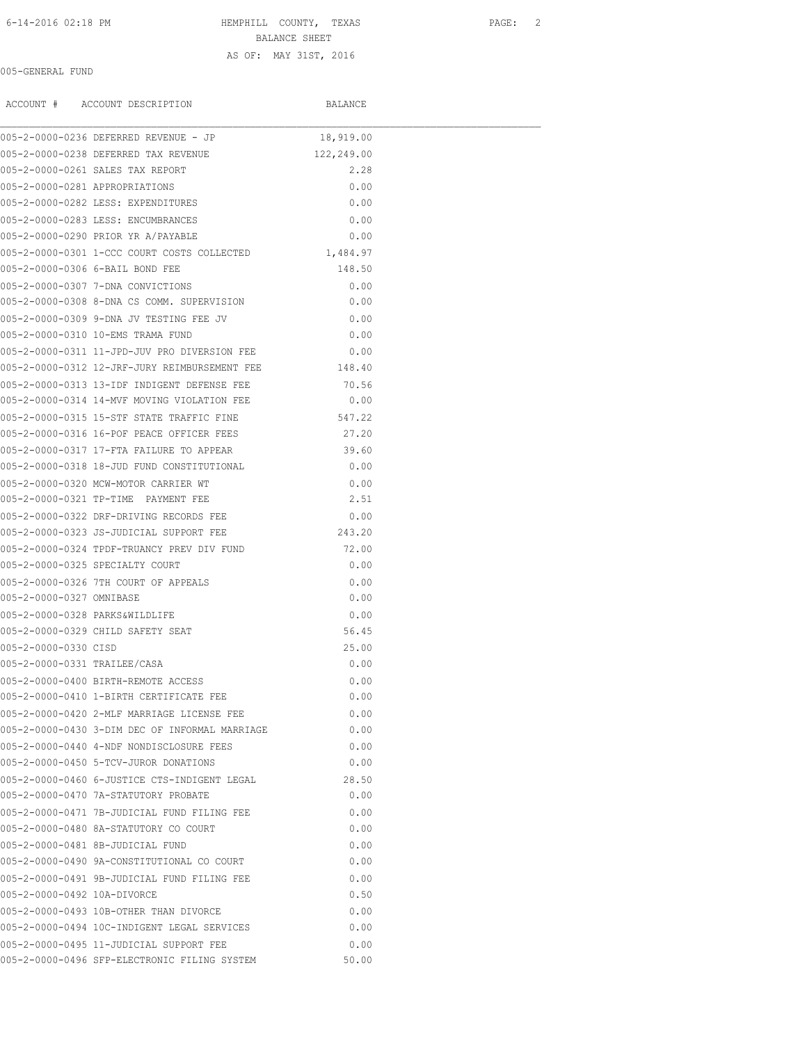HEMPHILL COUNTY, TEXAS

BALANCE SHEET

AS OF: MAY 31ST, 2016

005-GENERAL FUND

| ACCOUNT # | ACCOUNT DESCRIPTION | BALANCE |
|---|---|---|
| 005-2-0000-0236 | DEFERRED REVENUE - JP | 18,919.00 |
| 005-2-0000-0238 | DEFERRED TAX REVENUE | 122,249.00 |
| 005-2-0000-0261 | SALES TAX REPORT | 2.28 |
| 005-2-0000-0281 | APPROPRIATIONS | 0.00 |
| 005-2-0000-0282 | LESS: EXPENDITURES | 0.00 |
| 005-2-0000-0283 | LESS: ENCUMBRANCES | 0.00 |
| 005-2-0000-0290 | PRIOR YR A/PAYABLE | 0.00 |
| 005-2-0000-0301 | 1-CCC COURT COSTS COLLECTED | 1,484.97 |
| 005-2-0000-0306 | 6-BAIL BOND FEE | 148.50 |
| 005-2-0000-0307 | 7-DNA CONVICTIONS | 0.00 |
| 005-2-0000-0308 | 8-DNA CS COMM. SUPERVISION | 0.00 |
| 005-2-0000-0309 | 9-DNA JV TESTING FEE JV | 0.00 |
| 005-2-0000-0310 | 10-EMS TRAMA FUND | 0.00 |
| 005-2-0000-0311 | 11-JPD-JUV PRO DIVERSION FEE | 0.00 |
| 005-2-0000-0312 | 12-JRF-JURY REIMBURSEMENT FEE | 148.40 |
| 005-2-0000-0313 | 13-IDF INDIGENT DEFENSE FEE | 70.56 |
| 005-2-0000-0314 | 14-MVF MOVING VIOLATION FEE | 0.00 |
| 005-2-0000-0315 | 15-STF STATE TRAFFIC FINE | 547.22 |
| 005-2-0000-0316 | 16-POF PEACE OFFICER FEES | 27.20 |
| 005-2-0000-0317 | 17-FTA FAILURE TO APPEAR | 39.60 |
| 005-2-0000-0318 | 18-JUD FUND CONSTITUTIONAL | 0.00 |
| 005-2-0000-0320 | MCW-MOTOR CARRIER WT | 0.00 |
| 005-2-0000-0321 | TP-TIME PAYMENT FEE | 2.51 |
| 005-2-0000-0322 | DRF-DRIVING RECORDS FEE | 0.00 |
| 005-2-0000-0323 | JS-JUDICIAL SUPPORT FEE | 243.20 |
| 005-2-0000-0324 | TPDF-TRUANCY PREV DIV FUND | 72.00 |
| 005-2-0000-0325 | SPECIALTY COURT | 0.00 |
| 005-2-0000-0326 | 7TH COURT OF APPEALS | 0.00 |
| 005-2-0000-0327 | OMNIBASE | 0.00 |
| 005-2-0000-0328 | PARKS&WILDLIFE | 0.00 |
| 005-2-0000-0329 | CHILD SAFETY SEAT | 56.45 |
| 005-2-0000-0330 | CISD | 25.00 |
| 005-2-0000-0331 | TRAILEE/CASA | 0.00 |
| 005-2-0000-0400 | BIRTH-REMOTE ACCESS | 0.00 |
| 005-2-0000-0410 | 1-BIRTH CERTIFICATE FEE | 0.00 |
| 005-2-0000-0420 | 2-MLF MARRIAGE LICENSE FEE | 0.00 |
| 005-2-0000-0430 | 3-DIM DEC OF INFORMAL MARRIAGE | 0.00 |
| 005-2-0000-0440 | 4-NDF NONDISCLOSURE FEES | 0.00 |
| 005-2-0000-0450 | 5-TCV-JUROR DONATIONS | 0.00 |
| 005-2-0000-0460 | 6-JUSTICE CTS-INDIGENT LEGAL | 28.50 |
| 005-2-0000-0470 | 7A-STATUTORY PROBATE | 0.00 |
| 005-2-0000-0471 | 7B-JUDICIAL FUND FILING FEE | 0.00 |
| 005-2-0000-0480 | 8A-STATUTORY CO COURT | 0.00 |
| 005-2-0000-0481 | 8B-JUDICIAL FUND | 0.00 |
| 005-2-0000-0490 | 9A-CONSTITUTIONAL CO COURT | 0.00 |
| 005-2-0000-0491 | 9B-JUDICIAL FUND FILING FEE | 0.00 |
| 005-2-0000-0492 | 10A-DIVORCE | 0.50 |
| 005-2-0000-0493 | 10B-OTHER THAN DIVORCE | 0.00 |
| 005-2-0000-0494 | 10C-INDIGENT LEGAL SERVICES | 0.00 |
| 005-2-0000-0495 | 11-JUDICIAL SUPPORT FEE | 0.00 |
| 005-2-0000-0496 | SFP-ELECTRONIC FILING SYSTEM | 50.00 |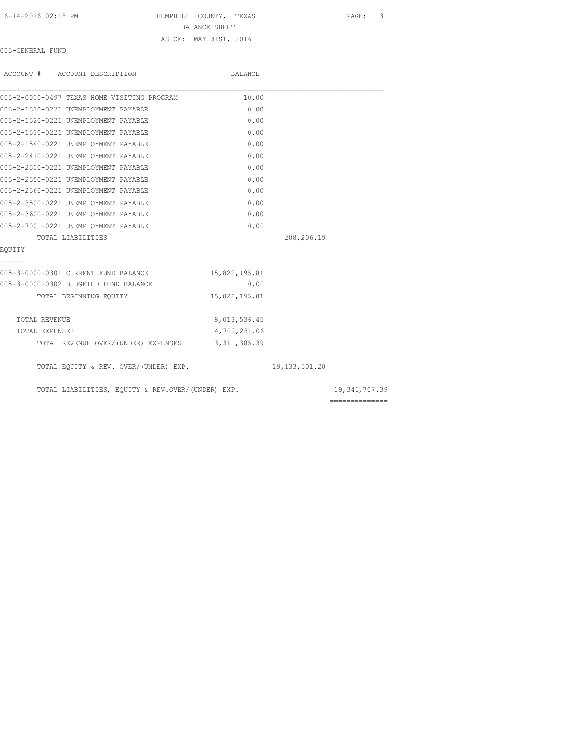HEMPHILL COUNTY, TEXAS
BALANCE SHEET
AS OF: MAY 31ST, 2016

005-GENERAL FUND

| ACCOUNT # ACCOUNT DESCRIPTION | BALANCE | | |
|---|---|---|---|
| 005-2-0000-0497 TEXAS HOME VISITING PROGRAM | 10.00 | | |
| 005-2-1510-0221 UNEMPLOYMENT PAYABLE | 0.00 | | |
| 005-2-1520-0221 UNEMPLOYMENT PAYABLE | 0.00 | | |
| 005-2-1530-0221 UNEMPLOYMENT PAYABLE | 0.00 | | |
| 005-2-1540-0221 UNEMPLOYMENT PAYABLE | 0.00 | | |
| 005-2-2410-0221 UNEMPLOYMENT PAYABLE | 0.00 | | |
| 005-2-2500-0221 UNEMPLOYMENT PAYABLE | 0.00 | | |
| 005-2-2550-0221 UNEMPLOYMENT PAYABLE | 0.00 | | |
| 005-2-2560-0221 UNEMPLOYMENT PAYABLE | 0.00 | | |
| 005-2-3500-0221 UNEMPLOYMENT PAYABLE | 0.00 | | |
| 005-2-3600-0221 UNEMPLOYMENT PAYABLE | 0.00 | | |
| 005-2-7001-0221 UNEMPLOYMENT PAYABLE | 0.00 | | |
| TOTAL LIABILITIES | | 208,206.19 | |
| **EQUITY** | | | |
| 005-3-0000-0301 CURRENT FUND BALANCE | 15,822,195.81 | | |
| 005-3-0000-0302 BUDGETED FUND BALANCE | 0.00 | | |
| TOTAL BEGINNING EQUITY | 15,822,195.81 | | |
| TOTAL REVENUE | 8,013,536.45 | | |
| TOTAL EXPENSES | 4,702,231.06 | | |
| TOTAL REVENUE OVER/(UNDER) EXPENSES | 3,311,305.39 | | |
| TOTAL EQUITY & REV. OVER/(UNDER) EXP. | | 19,133,501.20 | |
| TOTAL LIABILITIES, EQUITY & REV.OVER/(UNDER) EXP. | | | 19,341,707.39 |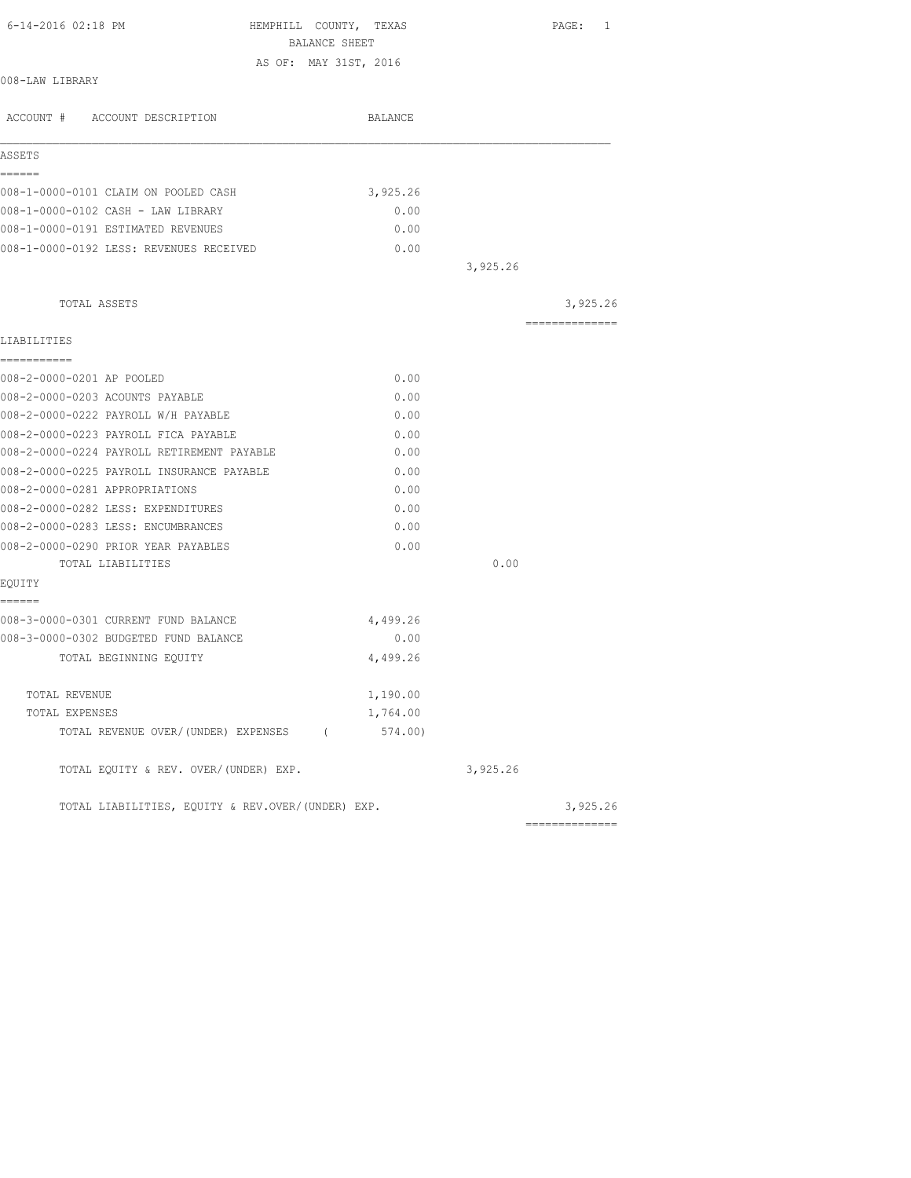6-14-2016 02:18 PM HEMPHILL COUNTY, TEXAS

BALANCE SHEET

AS OF: MAY 31ST, 2016

008-LAW LIBRARY

| ACCOUNT # ACCOUNT DESCRIPTION | BALANCE | | |
|---|---|---|---|
| **ASSETS** | | | |
| 008-1-0000-0101 CLAIM ON POOLED CASH | 3,925.26 | | |
| 008-1-0000-0102 CASH - LAW LIBRARY | 0.00 | | |
| 008-1-0000-0191 ESTIMATED REVENUES | 0.00 | | |
| 008-1-0000-0192 LESS: REVENUES RECEIVED | 0.00 | | |
| | | 3,925.26 | |
| TOTAL ASSETS | | | 3,925.26 |
| **LIABILITIES** | | | |
| 008-2-0000-0201 AP POOLED | 0.00 | | |
| 008-2-0000-0203 ACOUNTS PAYABLE | 0.00 | | |
| 008-2-0000-0222 PAYROLL W/H PAYABLE | 0.00 | | |
| 008-2-0000-0223 PAYROLL FICA PAYABLE | 0.00 | | |
| 008-2-0000-0224 PAYROLL RETIREMENT PAYABLE | 0.00 | | |
| 008-2-0000-0225 PAYROLL INSURANCE PAYABLE | 0.00 | | |
| 008-2-0000-0281 APPROPRIATIONS | 0.00 | | |
| 008-2-0000-0282 LESS: EXPENDITURES | 0.00 | | |
| 008-2-0000-0283 LESS: ENCUMBRANCES | 0.00 | | |
| 008-2-0000-0290 PRIOR YEAR PAYABLES | 0.00 | | |
| TOTAL LIABILITIES | | 0.00 | |
| **EQUITY** | | | |
| 008-3-0000-0301 CURRENT FUND BALANCE | 4,499.26 | | |
| 008-3-0000-0302 BUDGETED FUND BALANCE | 0.00 | | |
| TOTAL BEGINNING EQUITY | 4,499.26 | | |
| TOTAL REVENUE | 1,190.00 | | |
| TOTAL EXPENSES | 1,764.00 | | |
| TOTAL REVENUE OVER/(UNDER) EXPENSES | ( 574.00) | | |
| TOTAL EQUITY & REV. OVER/(UNDER) EXP. | | 3,925.26 | |
| TOTAL LIABILITIES, EQUITY & REV.OVER/(UNDER) EXP. | | | 3,925.26 |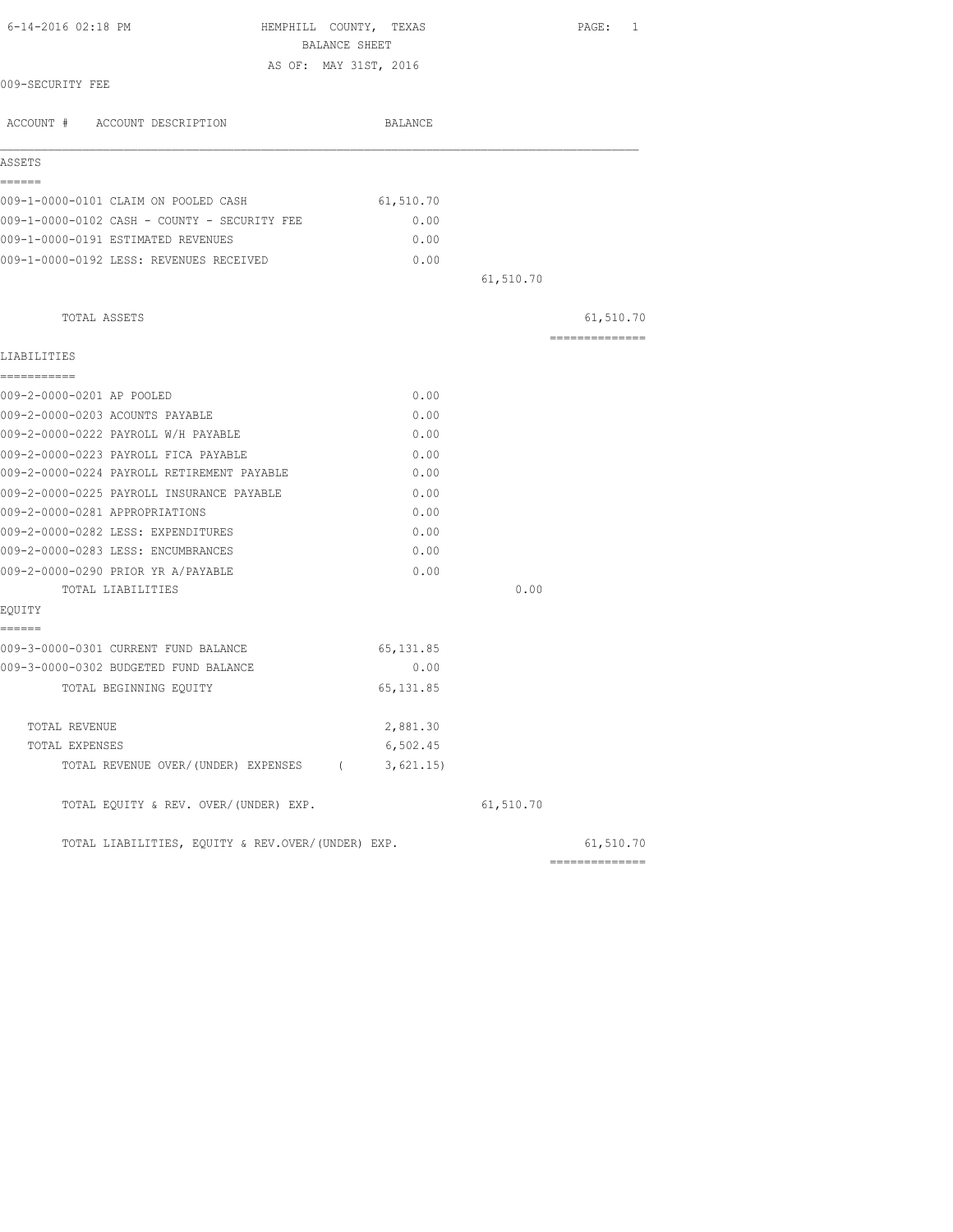HEMPHILL COUNTY, TEXAS
BALANCE SHEET
AS OF: MAY 31ST, 2016

009-SECURITY FEE

| ACCOUNT # ACCOUNT DESCRIPTION | BALANCE | | |
|---|---|---|---|
| **ASSETS** | | | |
| 009-1-0000-0101 CLAIM ON POOLED CASH | 61,510.70 | | |
| 009-1-0000-0102 CASH - COUNTY - SECURITY FEE | 0.00 | | |
| 009-1-0000-0191 ESTIMATED REVENUES | 0.00 | | |
| 009-1-0000-0192 LESS: REVENUES RECEIVED | 0.00 | | |
| | | 61,510.70 | |
| TOTAL ASSETS | | | 61,510.70 |
| **LIABILITIES** | | | |
| 009-2-0000-0201 AP POOLED | 0.00 | | |
| 009-2-0000-0203 ACOUNTS PAYABLE | 0.00 | | |
| 009-2-0000-0222 PAYROLL W/H PAYABLE | 0.00 | | |
| 009-2-0000-0223 PAYROLL FICA PAYABLE | 0.00 | | |
| 009-2-0000-0224 PAYROLL RETIREMENT PAYABLE | 0.00 | | |
| 009-2-0000-0225 PAYROLL INSURANCE PAYABLE | 0.00 | | |
| 009-2-0000-0281 APPROPRIATIONS | 0.00 | | |
| 009-2-0000-0282 LESS: EXPENDITURES | 0.00 | | |
| 009-2-0000-0283 LESS: ENCUMBRANCES | 0.00 | | |
| 009-2-0000-0290 PRIOR YR A/PAYABLE | 0.00 | | |
| TOTAL LIABILITIES | | 0.00 | |
| **EQUITY** | | | |
| 009-3-0000-0301 CURRENT FUND BALANCE | 65,131.85 | | |
| 009-3-0000-0302 BUDGETED FUND BALANCE | 0.00 | | |
| TOTAL BEGINNING EQUITY | 65,131.85 | | |
| TOTAL REVENUE | 2,881.30 | | |
| TOTAL EXPENSES | 6,502.45 | | |
| TOTAL REVENUE OVER/(UNDER) EXPENSES | ( 3,621.15) | | |
| TOTAL EQUITY & REV. OVER/(UNDER) EXP. | | 61,510.70 | |
| TOTAL LIABILITIES, EQUITY & REV.OVER/(UNDER) EXP. | | | 61,510.70 |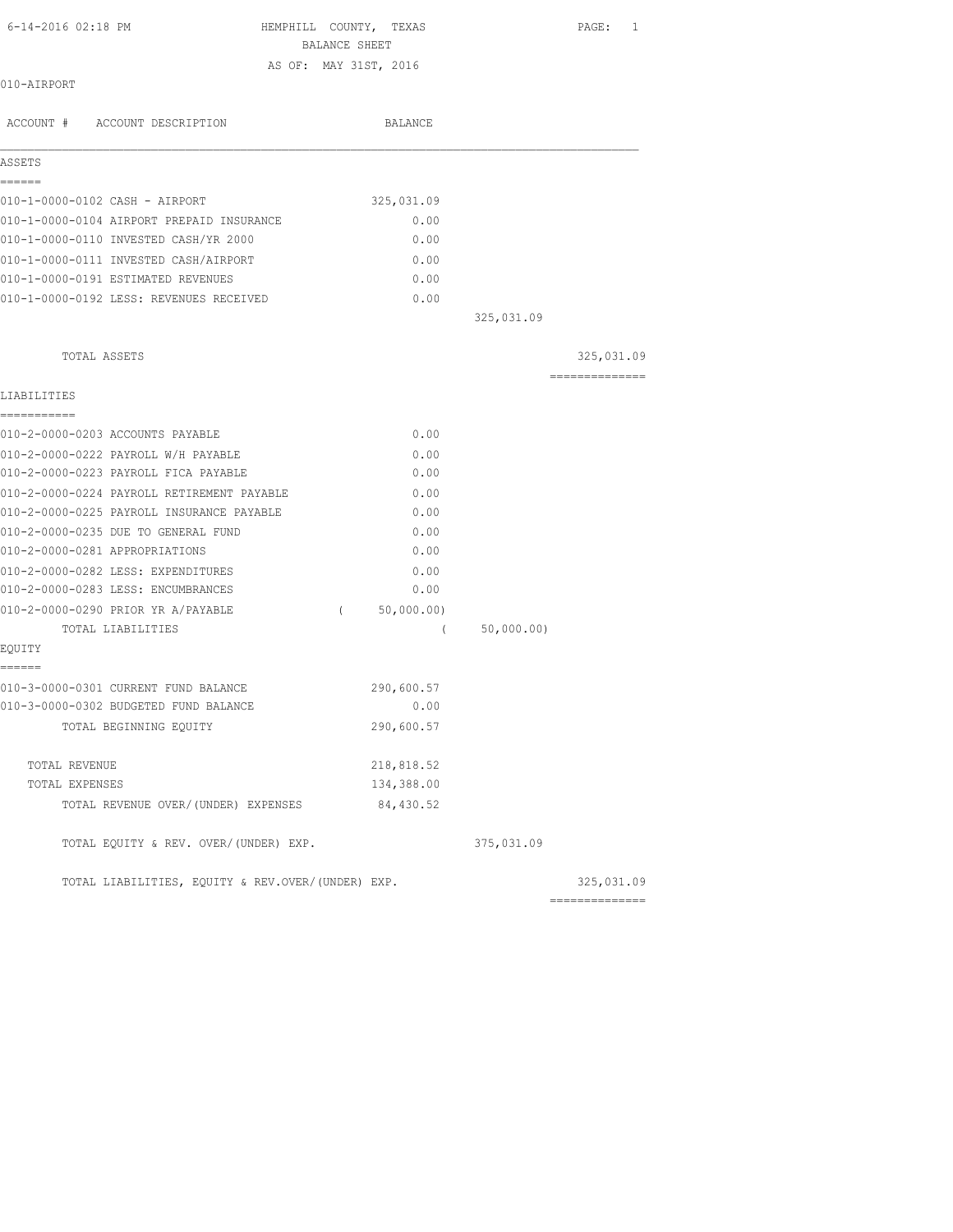6-14-2016 02:18 PM HEMPHILL COUNTY, TEXAS

BALANCE SHEET

AS OF: MAY 31ST, 2016

010-AIRPORT

| ACCOUNT # | ACCOUNT DESCRIPTION | BALANCE | | |
|---|---|---|---|---|
| **ASSETS** | | | | |
| 010-1-0000-0102 | CASH - AIRPORT | 325,031.09 | | |
| 010-1-0000-0104 | AIRPORT PREPAID INSURANCE | 0.00 | | |
| 010-1-0000-0110 | INVESTED CASH/YR 2000 | 0.00 | | |
| 010-1-0000-0111 | INVESTED CASH/AIRPORT | 0.00 | | |
| 010-1-0000-0191 | ESTIMATED REVENUES | 0.00 | | |
| 010-1-0000-0192 | LESS: REVENUES RECEIVED | 0.00 | | |
| | | | 325,031.09 | |
| | TOTAL ASSETS | | | 325,031.09 |
| **LIABILITIES** | | | | |
| 010-2-0000-0203 | ACCOUNTS PAYABLE | 0.00 | | |
| 010-2-0000-0222 | PAYROLL W/H PAYABLE | 0.00 | | |
| 010-2-0000-0223 | PAYROLL FICA PAYABLE | 0.00 | | |
| 010-2-0000-0224 | PAYROLL RETIREMENT PAYABLE | 0.00 | | |
| 010-2-0000-0225 | PAYROLL INSURANCE PAYABLE | 0.00 | | |
| 010-2-0000-0235 | DUE TO GENERAL FUND | 0.00 | | |
| 010-2-0000-0281 | APPROPRIATIONS | 0.00 | | |
| 010-2-0000-0282 | LESS: EXPENDITURES | 0.00 | | |
| 010-2-0000-0283 | LESS: ENCUMBRANCES | 0.00 | | |
| 010-2-0000-0290 | PRIOR YR A/PAYABLE | ( 50,000.00) | | |
| | TOTAL LIABILITIES | | ( 50,000.00) | |
| **EQUITY** | | | | |
| 010-3-0000-0301 | CURRENT FUND BALANCE | 290,600.57 | | |
| 010-3-0000-0302 | BUDGETED FUND BALANCE | 0.00 | | |
| | TOTAL BEGINNING EQUITY | 290,600.57 | | |
| | TOTAL REVENUE | 218,818.52 | | |
| | TOTAL EXPENSES | 134,388.00 | | |
| | TOTAL REVENUE OVER/(UNDER) EXPENSES | 84,430.52 | | |
| | TOTAL EQUITY & REV. OVER/(UNDER) EXP. | | 375,031.09 | |
| | TOTAL LIABILITIES, EQUITY & REV.OVER/(UNDER) EXP. | | | 325,031.09 |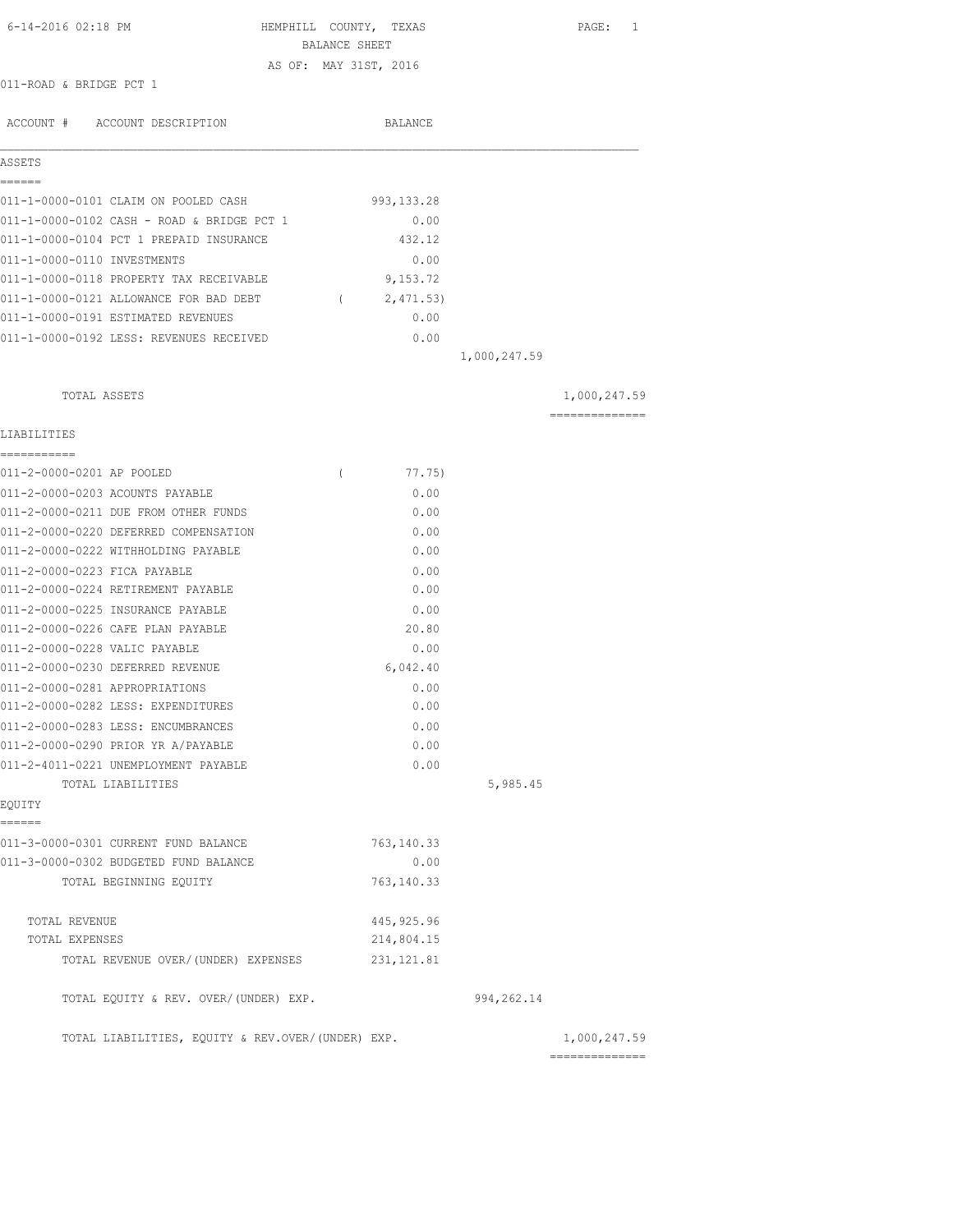HEMPHILL COUNTY, TEXAS
BALANCE SHEET
AS OF: MAY 31ST, 2016

6-14-2016 02:18 PM

011-ROAD & BRIDGE PCT 1

| ACCOUNT # ACCOUNT DESCRIPTION | BALANCE | | |
|---|---|---|---|
| **ASSETS** | | | |
| 011-1-0000-0101 CLAIM ON POOLED CASH | 993,133.28 | | |
| 011-1-0000-0102 CASH - ROAD & BRIDGE PCT 1 | 0.00 | | |
| 011-1-0000-0104 PCT 1 PREPAID INSURANCE | 432.12 | | |
| 011-1-0000-0110 INVESTMENTS | 0.00 | | |
| 011-1-0000-0118 PROPERTY TAX RECEIVABLE | 9,153.72 | | |
| 011-1-0000-0121 ALLOWANCE FOR BAD DEBT | ( 2,471.53) | | |
| 011-1-0000-0191 ESTIMATED REVENUES | 0.00 | | |
| 011-1-0000-0192 LESS: REVENUES RECEIVED | 0.00 | | |
| | | 1,000,247.59 | |
| TOTAL ASSETS | | | 1,000,247.59 |
| **LIABILITIES** | | | |
| 011-2-0000-0201 AP POOLED | ( 77.75) | | |
| 011-2-0000-0203 ACOUNTS PAYABLE | 0.00 | | |
| 011-2-0000-0211 DUE FROM OTHER FUNDS | 0.00 | | |
| 011-2-0000-0220 DEFERRED COMPENSATION | 0.00 | | |
| 011-2-0000-0222 WITHHOLDING PAYABLE | 0.00 | | |
| 011-2-0000-0223 FICA PAYABLE | 0.00 | | |
| 011-2-0000-0224 RETIREMENT PAYABLE | 0.00 | | |
| 011-2-0000-0225 INSURANCE PAYABLE | 0.00 | | |
| 011-2-0000-0226 CAFE PLAN PAYABLE | 20.80 | | |
| 011-2-0000-0228 VALIC PAYABLE | 0.00 | | |
| 011-2-0000-0230 DEFERRED REVENUE | 6,042.40 | | |
| 011-2-0000-0281 APPROPRIATIONS | 0.00 | | |
| 011-2-0000-0282 LESS: EXPENDITURES | 0.00 | | |
| 011-2-0000-0283 LESS: ENCUMBRANCES | 0.00 | | |
| 011-2-0000-0290 PRIOR YR A/PAYABLE | 0.00 | | |
| 011-2-4011-0221 UNEMPLOYMENT PAYABLE | 0.00 | | |
| TOTAL LIABILITIES | | 5,985.45 | |
| **EQUITY** | | | |
| 011-3-0000-0301 CURRENT FUND BALANCE | 763,140.33 | | |
| 011-3-0000-0302 BUDGETED FUND BALANCE | 0.00 | | |
| TOTAL BEGINNING EQUITY | 763,140.33 | | |
| TOTAL REVENUE | 445,925.96 | | |
| TOTAL EXPENSES | 214,804.15 | | |
| TOTAL REVENUE OVER/(UNDER) EXPENSES | 231,121.81 | | |
| TOTAL EQUITY & REV. OVER/(UNDER) EXP. | | 994,262.14 | |
| TOTAL LIABILITIES, EQUITY & REV.OVER/(UNDER) EXP. | | | 1,000,247.59 |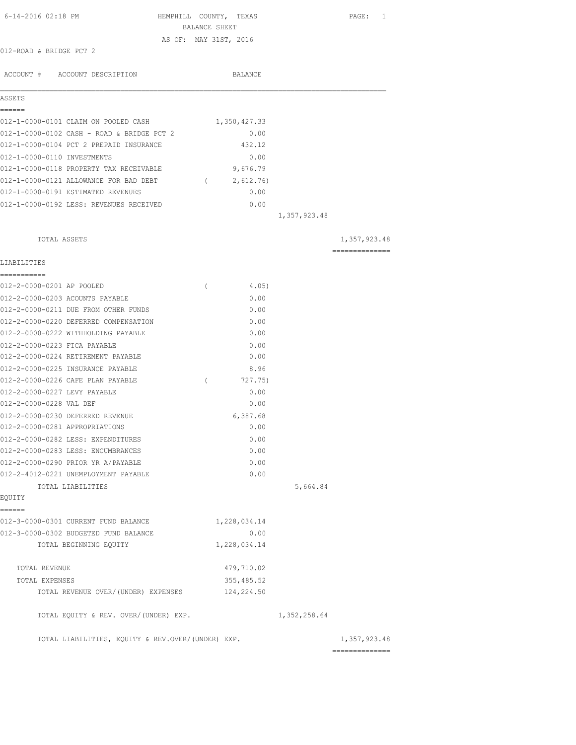6-14-2016 02:18 PM

# HEMPHILL COUNTY, TEXAS
## BALANCE SHEET
AS OF: MAY 31ST, 2016

012-ROAD & BRIDGE PCT 2

| ACCOUNT # | ACCOUNT DESCRIPTION | BALANCE | | |
|---|---|---|---|---|
| **ASSETS** | | | | |
| 012-1-0000-0101 | CLAIM ON POOLED CASH | 1,350,427.33 | | |
| 012-1-0000-0102 | CASH - ROAD & BRIDGE PCT 2 | 0.00 | | |
| 012-1-0000-0104 | PCT 2 PREPAID INSURANCE | 432.12 | | |
| 012-1-0000-0110 | INVESTMENTS | 0.00 | | |
| 012-1-0000-0118 | PROPERTY TAX RECEIVABLE | 9,676.79 | | |
| 012-1-0000-0121 | ALLOWANCE FOR BAD DEBT | ( 2,612.76) | | |
| 012-1-0000-0191 | ESTIMATED REVENUES | 0.00 | | |
| 012-1-0000-0192 | LESS: REVENUES RECEIVED | 0.00 | | |
| | | | 1,357,923.48 | |
| | TOTAL ASSETS | | | 1,357,923.48 |
| **LIABILITIES** | | | | |
| 012-2-0000-0201 | AP POOLED | ( 4.05) | | |
| 012-2-0000-0203 | ACOUNTS PAYABLE | 0.00 | | |
| 012-2-0000-0211 | DUE FROM OTHER FUNDS | 0.00 | | |
| 012-2-0000-0220 | DEFERRED COMPENSATION | 0.00 | | |
| 012-2-0000-0222 | WITHHOLDING PAYABLE | 0.00 | | |
| 012-2-0000-0223 | FICA PAYABLE | 0.00 | | |
| 012-2-0000-0224 | RETIREMENT PAYABLE | 0.00 | | |
| 012-2-0000-0225 | INSURANCE PAYABLE | 8.96 | | |
| 012-2-0000-0226 | CAFE PLAN PAYABLE | ( 727.75) | | |
| 012-2-0000-0227 | LEVY PAYABLE | 0.00 | | |
| 012-2-0000-0228 | VAL DEF | 0.00 | | |
| 012-2-0000-0230 | DEFERRED REVENUE | 6,387.68 | | |
| 012-2-0000-0281 | APPROPRIATIONS | 0.00 | | |
| 012-2-0000-0282 | LESS: EXPENDITURES | 0.00 | | |
| 012-2-0000-0283 | LESS: ENCUMBRANCES | 0.00 | | |
| 012-2-0000-0290 | PRIOR YR A/PAYABLE | 0.00 | | |
| 012-2-4012-0221 | UNEMPLOYMENT PAYABLE | 0.00 | | |
| | TOTAL LIABILITIES | | 5,664.84 | |
| **EQUITY** | | | | |
| 012-3-0000-0301 | CURRENT FUND BALANCE | 1,228,034.14 | | |
| 012-3-0000-0302 | BUDGETED FUND BALANCE | 0.00 | | |
| | TOTAL BEGINNING EQUITY | 1,228,034.14 | | |
| | TOTAL REVENUE | 479,710.02 | | |
| | TOTAL EXPENSES | 355,485.52 | | |
| | TOTAL REVENUE OVER/(UNDER) EXPENSES | 124,224.50 | | |
| | TOTAL EQUITY & REV. OVER/(UNDER) EXP. | | 1,352,258.64 | |
| | TOTAL LIABILITIES, EQUITY & REV.OVER/(UNDER) EXP. | | | 1,357,923.48 |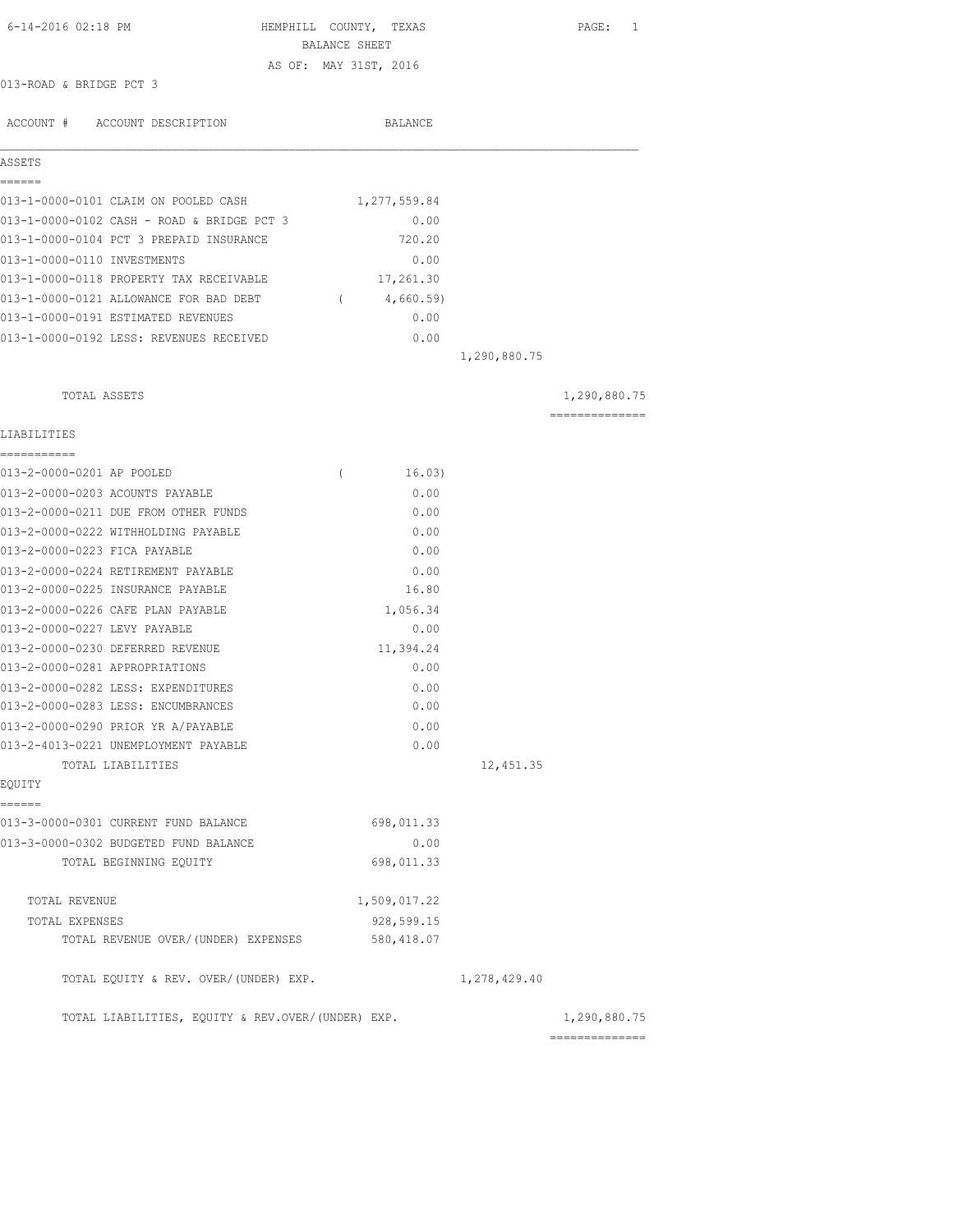HEMPHILL COUNTY, TEXAS
BALANCE SHEET
AS OF: MAY 31ST, 2016

013-ROAD & BRIDGE PCT 3

| ACCOUNT # | ACCOUNT DESCRIPTION | BALANCE | | |
|---|---|---|---|---|
| **ASSETS** | | | | |
| 013-1-0000-0101 | CLAIM ON POOLED CASH | 1,277,559.84 | | |
| 013-1-0000-0102 | CASH - ROAD & BRIDGE PCT 3 | 0.00 | | |
| 013-1-0000-0104 | PCT 3 PREPAID INSURANCE | 720.20 | | |
| 013-1-0000-0110 | INVESTMENTS | 0.00 | | |
| 013-1-0000-0118 | PROPERTY TAX RECEIVABLE | 17,261.30 | | |
| 013-1-0000-0121 | ALLOWANCE FOR BAD DEBT | ( 4,660.59) | | |
| 013-1-0000-0191 | ESTIMATED REVENUES | 0.00 | | |
| 013-1-0000-0192 | LESS: REVENUES RECEIVED | 0.00 | | |
| | | | 1,290,880.75 | |
| | TOTAL ASSETS | | | 1,290,880.75 |
| **LIABILITIES** | | | | |
| 013-2-0000-0201 | AP POOLED | ( 16.03) | | |
| 013-2-0000-0203 | ACOUNTS PAYABLE | 0.00 | | |
| 013-2-0000-0211 | DUE FROM OTHER FUNDS | 0.00 | | |
| 013-2-0000-0222 | WITHHOLDING PAYABLE | 0.00 | | |
| 013-2-0000-0223 | FICA PAYABLE | 0.00 | | |
| 013-2-0000-0224 | RETIREMENT PAYABLE | 0.00 | | |
| 013-2-0000-0225 | INSURANCE PAYABLE | 16.80 | | |
| 013-2-0000-0226 | CAFE PLAN PAYABLE | 1,056.34 | | |
| 013-2-0000-0227 | LEVY PAYABLE | 0.00 | | |
| 013-2-0000-0230 | DEFERRED REVENUE | 11,394.24 | | |
| 013-2-0000-0281 | APPROPRIATIONS | 0.00 | | |
| 013-2-0000-0282 | LESS: EXPENDITURES | 0.00 | | |
| 013-2-0000-0283 | LESS: ENCUMBRANCES | 0.00 | | |
| 013-2-0000-0290 | PRIOR YR A/PAYABLE | 0.00 | | |
| 013-2-4013-0221 | UNEMPLOYMENT PAYABLE | 0.00 | | |
| | TOTAL LIABILITIES | | 12,451.35 | |
| **EQUITY** | | | | |
| 013-3-0000-0301 | CURRENT FUND BALANCE | 698,011.33 | | |
| 013-3-0000-0302 | BUDGETED FUND BALANCE | 0.00 | | |
| | TOTAL BEGINNING EQUITY | 698,011.33 | | |
| | TOTAL REVENUE | 1,509,017.22 | | |
| | TOTAL EXPENSES | 928,599.15 | | |
| | TOTAL REVENUE OVER/(UNDER) EXPENSES | 580,418.07 | | |
| | TOTAL EQUITY & REV. OVER/(UNDER) EXP. | | 1,278,429.40 | |
| | TOTAL LIABILITIES, EQUITY & REV.OVER/(UNDER) EXP. | | | 1,290,880.75 |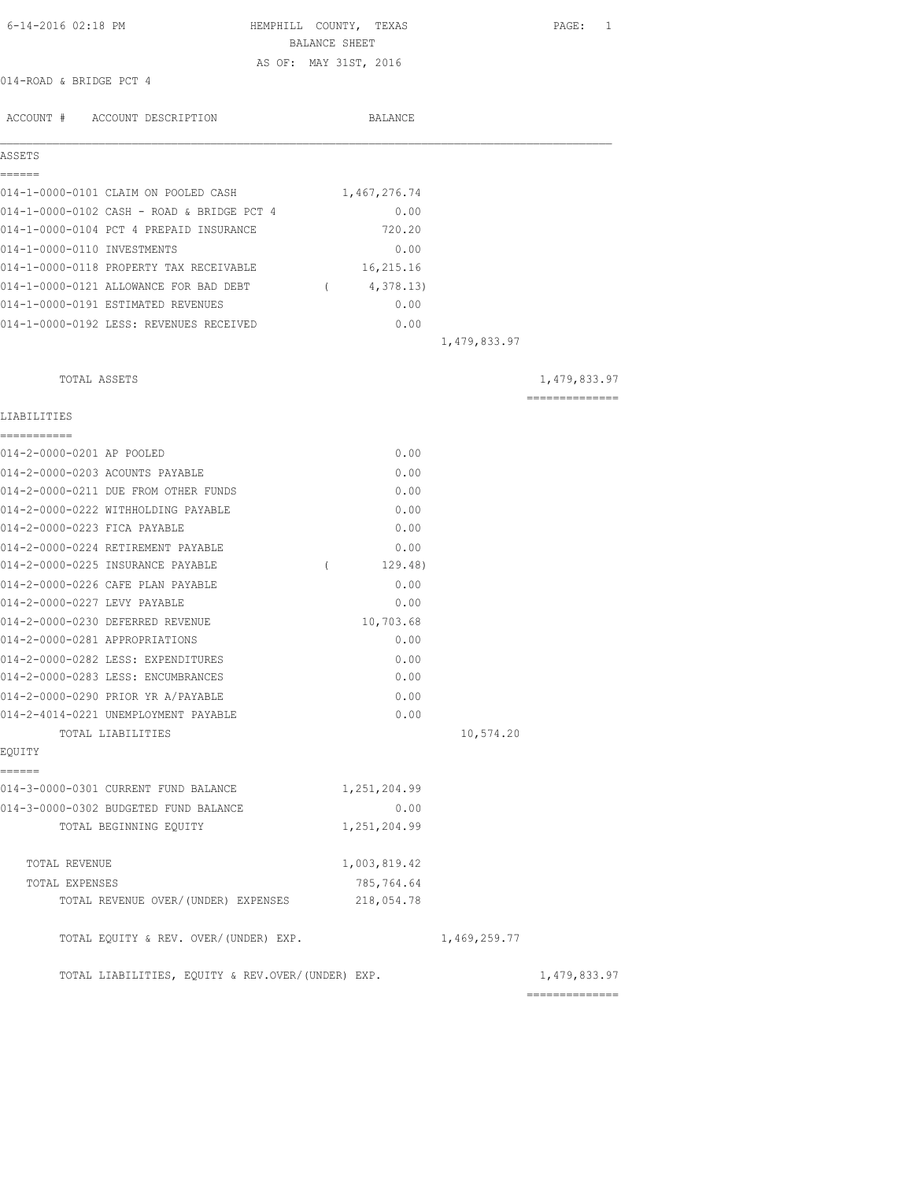6-14-2016 02:18 PM

# HEMPHILL COUNTY, TEXAS
## BALANCE SHEET
### AS OF: MAY 31ST, 2016

014-ROAD & BRIDGE PCT 4

| ACCOUNT # | ACCOUNT DESCRIPTION | BALANCE | | |
|---|---|---|---|---|
| **ASSETS** | | | | |
| 014-1-0000-0101 | CLAIM ON POOLED CASH | 1,467,276.74 | | |
| 014-1-0000-0102 | CASH - ROAD & BRIDGE PCT 4 | 0.00 | | |
| 014-1-0000-0104 | PCT 4 PREPAID INSURANCE | 720.20 | | |
| 014-1-0000-0110 | INVESTMENTS | 0.00 | | |
| 014-1-0000-0118 | PROPERTY TAX RECEIVABLE | 16,215.16 | | |
| 014-1-0000-0121 | ALLOWANCE FOR BAD DEBT | ( 4,378.13) | | |
| 014-1-0000-0191 | ESTIMATED REVENUES | 0.00 | | |
| 014-1-0000-0192 | LESS: REVENUES RECEIVED | 0.00 | | |
| | | | 1,479,833.97 | |
| | TOTAL ASSETS | | | 1,479,833.97 |
| **LIABILITIES** | | | | |
| 014-2-0000-0201 | AP POOLED | 0.00 | | |
| 014-2-0000-0203 | ACOUNTS PAYABLE | 0.00 | | |
| 014-2-0000-0211 | DUE FROM OTHER FUNDS | 0.00 | | |
| 014-2-0000-0222 | WITHHOLDING PAYABLE | 0.00 | | |
| 014-2-0000-0223 | FICA PAYABLE | 0.00 | | |
| 014-2-0000-0224 | RETIREMENT PAYABLE | 0.00 | | |
| 014-2-0000-0225 | INSURANCE PAYABLE | ( 129.48) | | |
| 014-2-0000-0226 | CAFE PLAN PAYABLE | 0.00 | | |
| 014-2-0000-0227 | LEVY PAYABLE | 0.00 | | |
| 014-2-0000-0230 | DEFERRED REVENUE | 10,703.68 | | |
| 014-2-0000-0281 | APPROPRIATIONS | 0.00 | | |
| 014-2-0000-0282 | LESS: EXPENDITURES | 0.00 | | |
| 014-2-0000-0283 | LESS: ENCUMBRANCES | 0.00 | | |
| 014-2-0000-0290 | PRIOR YR A/PAYABLE | 0.00 | | |
| 014-2-4014-0221 | UNEMPLOYMENT PAYABLE | 0.00 | | |
| | TOTAL LIABILITIES | | 10,574.20 | |
| **EQUITY** | | | | |
| 014-3-0000-0301 | CURRENT FUND BALANCE | 1,251,204.99 | | |
| 014-3-0000-0302 | BUDGETED FUND BALANCE | 0.00 | | |
| | TOTAL BEGINNING EQUITY | 1,251,204.99 | | |
| | TOTAL REVENUE | 1,003,819.42 | | |
| | TOTAL EXPENSES | 785,764.64 | | |
| | TOTAL REVENUE OVER/(UNDER) EXPENSES | 218,054.78 | | |
| | TOTAL EQUITY & REV. OVER/(UNDER) EXP. | | 1,469,259.77 | |
| | TOTAL LIABILITIES, EQUITY & REV.OVER/(UNDER) EXP. | | | 1,479,833.97 |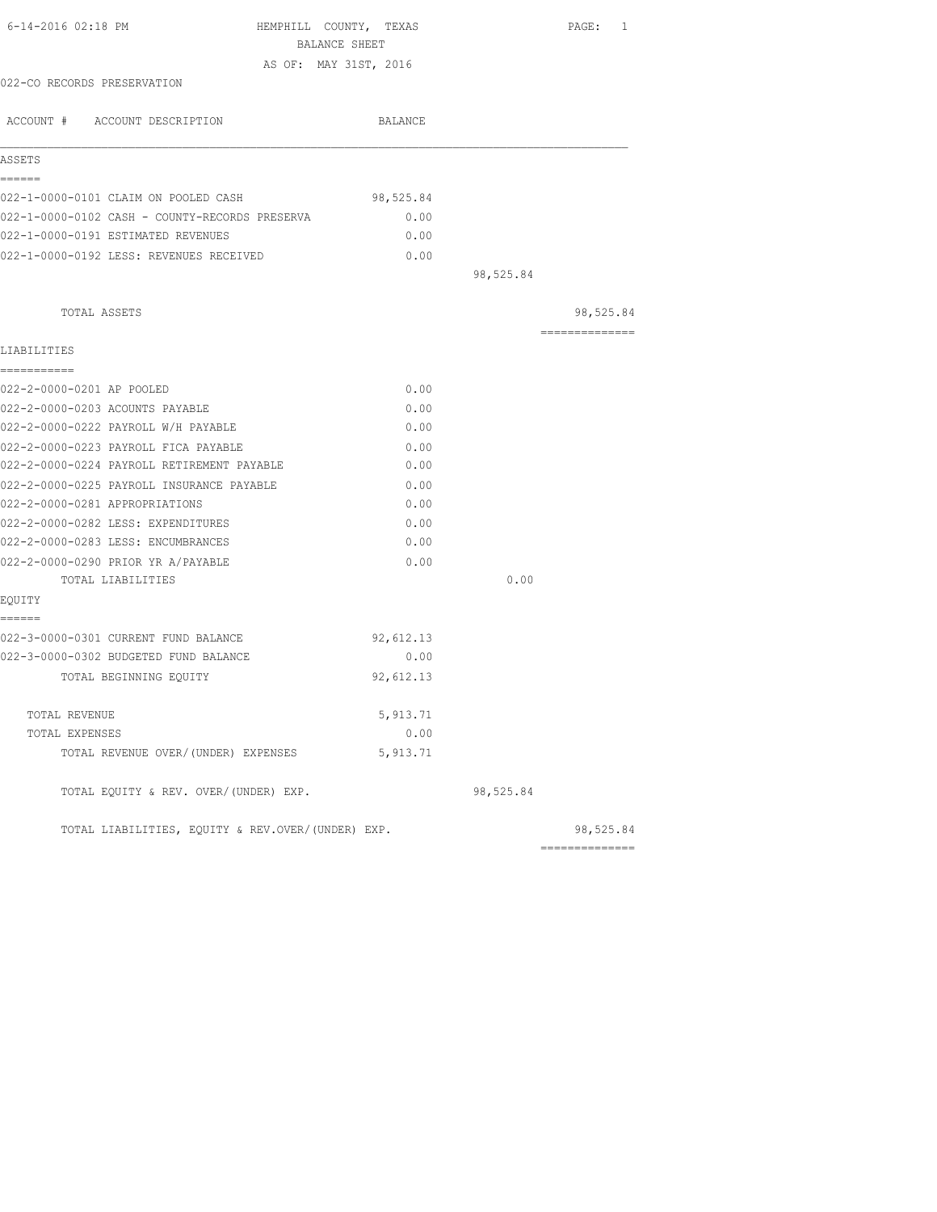HEMPHILL COUNTY, TEXAS
BALANCE SHEET
AS OF: MAY 31ST, 2016

022-CO RECORDS PRESERVATION

| ACCOUNT # ACCOUNT DESCRIPTION | BALANCE | | |
|---|---|---|---|
| **ASSETS** | | | |
| 022-1-0000-0101 CLAIM ON POOLED CASH | 98,525.84 | | |
| 022-1-0000-0102 CASH - COUNTY-RECORDS PRESERVA | 0.00 | | |
| 022-1-0000-0191 ESTIMATED REVENUES | 0.00 | | |
| 022-1-0000-0192 LESS: REVENUES RECEIVED | 0.00 | | |
| | | 98,525.84 | |
| TOTAL ASSETS | | | 98,525.84 |
| **LIABILITIES** | | | |
| 022-2-0000-0201 AP POOLED | 0.00 | | |
| 022-2-0000-0203 ACOUNTS PAYABLE | 0.00 | | |
| 022-2-0000-0222 PAYROLL W/H PAYABLE | 0.00 | | |
| 022-2-0000-0223 PAYROLL FICA PAYABLE | 0.00 | | |
| 022-2-0000-0224 PAYROLL RETIREMENT PAYABLE | 0.00 | | |
| 022-2-0000-0225 PAYROLL INSURANCE PAYABLE | 0.00 | | |
| 022-2-0000-0281 APPROPRIATIONS | 0.00 | | |
| 022-2-0000-0282 LESS: EXPENDITURES | 0.00 | | |
| 022-2-0000-0283 LESS: ENCUMBRANCES | 0.00 | | |
| 022-2-0000-0290 PRIOR YR A/PAYABLE | 0.00 | | |
| TOTAL LIABILITIES | | 0.00 | |
| **EQUITY** | | | |
| 022-3-0000-0301 CURRENT FUND BALANCE | 92,612.13 | | |
| 022-3-0000-0302 BUDGETED FUND BALANCE | 0.00 | | |
| TOTAL BEGINNING EQUITY | 92,612.13 | | |
| TOTAL REVENUE | 5,913.71 | | |
| TOTAL EXPENSES | 0.00 | | |
| TOTAL REVENUE OVER/(UNDER) EXPENSES | 5,913.71 | | |
| TOTAL EQUITY & REV. OVER/(UNDER) EXP. | | 98,525.84 | |
| TOTAL LIABILITIES, EQUITY & REV.OVER/(UNDER) EXP. | | | 98,525.84 |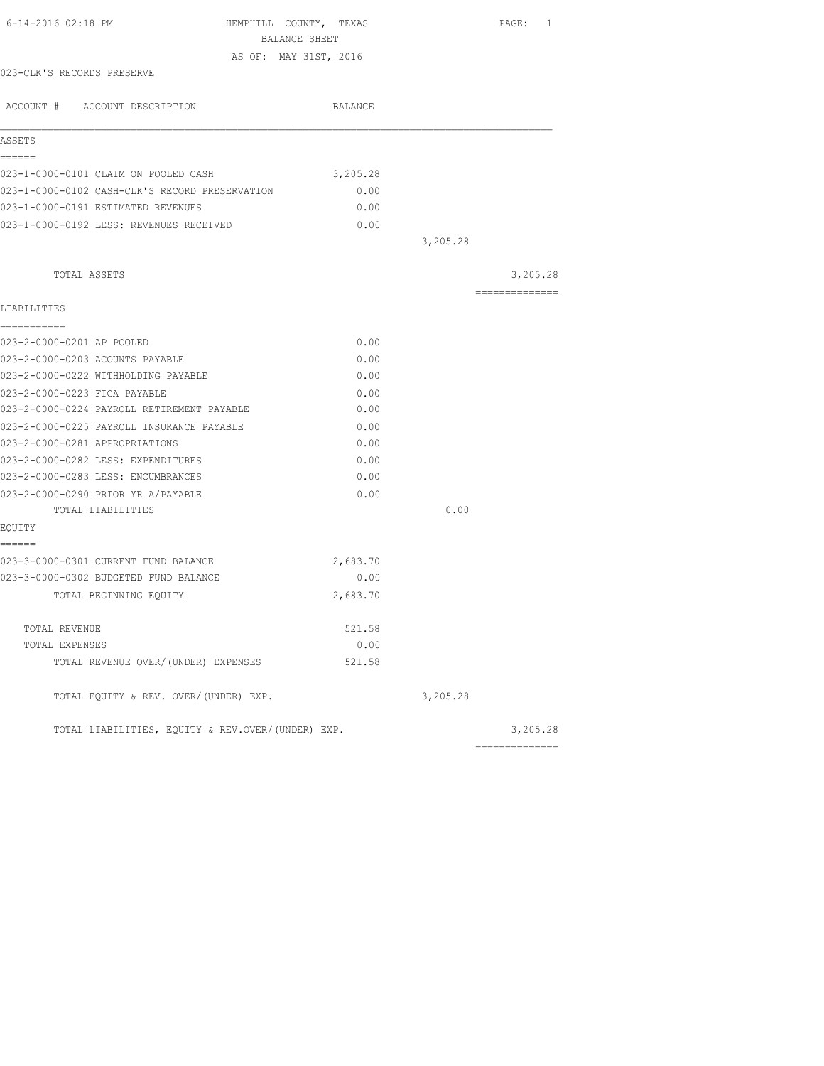HEMPHILL COUNTY, TEXAS
BALANCE SHEET
AS OF: MAY 31ST, 2016

023-CLK'S RECORDS PRESERVE

| ACCOUNT # ACCOUNT DESCRIPTION | BALANCE | | |
|---|---|---|---|
| **ASSETS** | | | |
| 023-1-0000-0101 CLAIM ON POOLED CASH | 3,205.28 | | |
| 023-1-0000-0102 CASH-CLK'S RECORD PRESERVATION | 0.00 | | |
| 023-1-0000-0191 ESTIMATED REVENUES | 0.00 | | |
| 023-1-0000-0192 LESS: REVENUES RECEIVED | 0.00 | | |
| | | 3,205.28 | |
| TOTAL ASSETS | | | 3,205.28 |
| **LIABILITIES** | | | |
| 023-2-0000-0201 AP POOLED | 0.00 | | |
| 023-2-0000-0203 ACOUNTS PAYABLE | 0.00 | | |
| 023-2-0000-0222 WITHHOLDING PAYABLE | 0.00 | | |
| 023-2-0000-0223 FICA PAYABLE | 0.00 | | |
| 023-2-0000-0224 PAYROLL RETIREMENT PAYABLE | 0.00 | | |
| 023-2-0000-0225 PAYROLL INSURANCE PAYABLE | 0.00 | | |
| 023-2-0000-0281 APPROPRIATIONS | 0.00 | | |
| 023-2-0000-0282 LESS: EXPENDITURES | 0.00 | | |
| 023-2-0000-0283 LESS: ENCUMBRANCES | 0.00 | | |
| 023-2-0000-0290 PRIOR YR A/PAYABLE | 0.00 | | |
| TOTAL LIABILITIES | | 0.00 | |
| **EQUITY** | | | |
| 023-3-0000-0301 CURRENT FUND BALANCE | 2,683.70 | | |
| 023-3-0000-0302 BUDGETED FUND BALANCE | 0.00 | | |
| TOTAL BEGINNING EQUITY | 2,683.70 | | |
| TOTAL REVENUE | 521.58 | | |
| TOTAL EXPENSES | 0.00 | | |
| TOTAL REVENUE OVER/(UNDER) EXPENSES | 521.58 | | |
| TOTAL EQUITY & REV. OVER/(UNDER) EXP. | | 3,205.28 | |
| TOTAL LIABILITIES, EQUITY & REV.OVER/(UNDER) EXP. | | | 3,205.28 |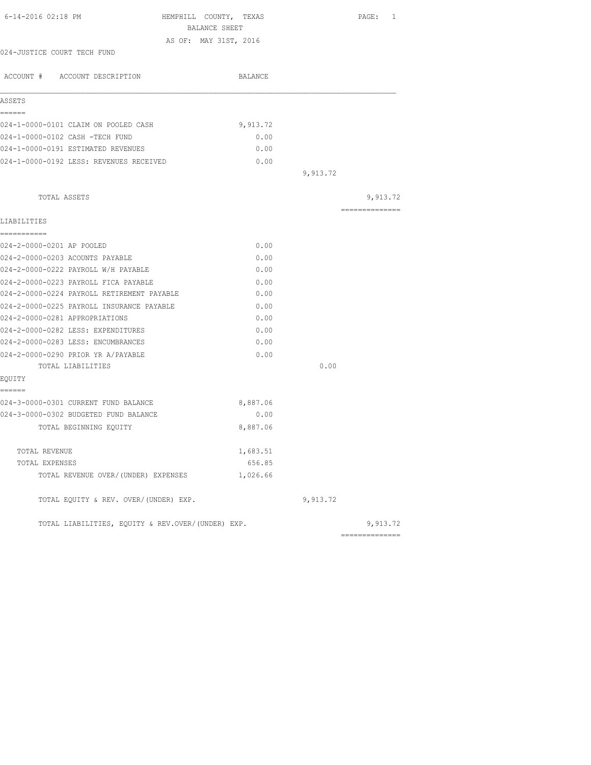HEMPHILL COUNTY, TEXAS
BALANCE SHEET
AS OF: MAY 31ST, 2016

6-14-2016 02:18 PM

024-JUSTICE COURT TECH FUND

| ACCOUNT # ACCOUNT DESCRIPTION | BALANCE | | |
|---|---|---|---|
| **ASSETS** | | | |
| 024-1-0000-0101 CLAIM ON POOLED CASH | 9,913.72 | | |
| 024-1-0000-0102 CASH -TECH FUND | 0.00 | | |
| 024-1-0000-0191 ESTIMATED REVENUES | 0.00 | | |
| 024-1-0000-0192 LESS: REVENUES RECEIVED | 0.00 | | |
| | | 9,913.72 | |
| TOTAL ASSETS | | | 9,913.72 |
| **LIABILITIES** | | | |
| 024-2-0000-0201 AP POOLED | 0.00 | | |
| 024-2-0000-0203 ACOUNTS PAYABLE | 0.00 | | |
| 024-2-0000-0222 PAYROLL W/H PAYABLE | 0.00 | | |
| 024-2-0000-0223 PAYROLL FICA PAYABLE | 0.00 | | |
| 024-2-0000-0224 PAYROLL RETIREMENT PAYABLE | 0.00 | | |
| 024-2-0000-0225 PAYROLL INSURANCE PAYABLE | 0.00 | | |
| 024-2-0000-0281 APPROPRIATIONS | 0.00 | | |
| 024-2-0000-0282 LESS: EXPENDITURES | 0.00 | | |
| 024-2-0000-0283 LESS: ENCUMBRANCES | 0.00 | | |
| 024-2-0000-0290 PRIOR YR A/PAYABLE | 0.00 | | |
| TOTAL LIABILITIES | | 0.00 | |
| **EQUITY** | | | |
| 024-3-0000-0301 CURRENT FUND BALANCE | 8,887.06 | | |
| 024-3-0000-0302 BUDGETED FUND BALANCE | 0.00 | | |
| TOTAL BEGINNING EQUITY | 8,887.06 | | |
| TOTAL REVENUE | 1,683.51 | | |
| TOTAL EXPENSES | 656.85 | | |
| TOTAL REVENUE OVER/(UNDER) EXPENSES | 1,026.66 | | |
| TOTAL EQUITY & REV. OVER/(UNDER) EXP. | | 9,913.72 | |
| TOTAL LIABILITIES, EQUITY & REV.OVER/(UNDER) EXP. | | | 9,913.72 |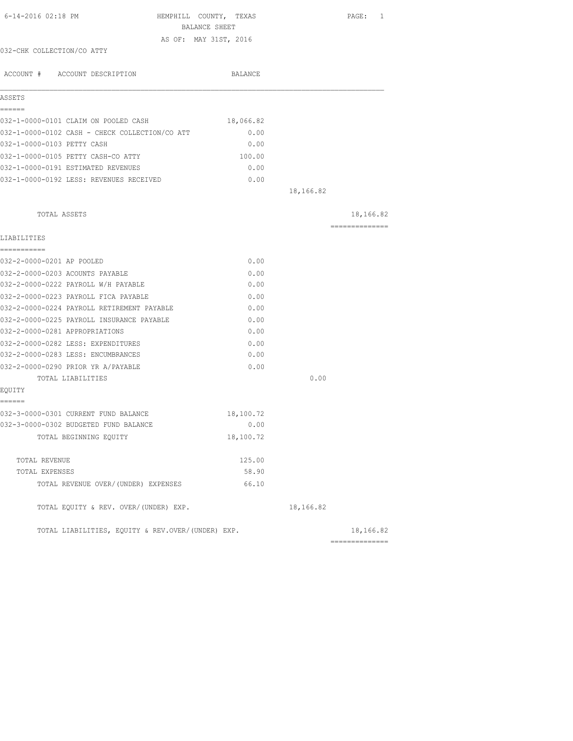HEMPHILL COUNTY, TEXAS
BALANCE SHEET
AS OF: MAY 31ST, 2016

032-CHK COLLECTION/CO ATTY

| ACCOUNT # ACCOUNT DESCRIPTION | BALANCE | | |
|---|---|---|---|
| **ASSETS** | | | |
| 032-1-0000-0101 CLAIM ON POOLED CASH | 18,066.82 | | |
| 032-1-0000-0102 CASH - CHECK COLLECTION/CO ATT | 0.00 | | |
| 032-1-0000-0103 PETTY CASH | 0.00 | | |
| 032-1-0000-0105 PETTY CASH-CO ATTY | 100.00 | | |
| 032-1-0000-0191 ESTIMATED REVENUES | 0.00 | | |
| 032-1-0000-0192 LESS: REVENUES RECEIVED | 0.00 | | |
| | | 18,166.82 | |
| TOTAL ASSETS | | | 18,166.82 |
| **LIABILITIES** | | | |
| 032-2-0000-0201 AP POOLED | 0.00 | | |
| 032-2-0000-0203 ACOUNTS PAYABLE | 0.00 | | |
| 032-2-0000-0222 PAYROLL W/H PAYABLE | 0.00 | | |
| 032-2-0000-0223 PAYROLL FICA PAYABLE | 0.00 | | |
| 032-2-0000-0224 PAYROLL RETIREMENT PAYABLE | 0.00 | | |
| 032-2-0000-0225 PAYROLL INSURANCE PAYABLE | 0.00 | | |
| 032-2-0000-0281 APPROPRIATIONS | 0.00 | | |
| 032-2-0000-0282 LESS: EXPENDITURES | 0.00 | | |
| 032-2-0000-0283 LESS: ENCUMBRANCES | 0.00 | | |
| 032-2-0000-0290 PRIOR YR A/PAYABLE | 0.00 | | |
| TOTAL LIABILITIES | | 0.00 | |
| **EQUITY** | | | |
| 032-3-0000-0301 CURRENT FUND BALANCE | 18,100.72 | | |
| 032-3-0000-0302 BUDGETED FUND BALANCE | 0.00 | | |
| TOTAL BEGINNING EQUITY | 18,100.72 | | |
| TOTAL REVENUE | 125.00 | | |
| TOTAL EXPENSES | 58.90 | | |
| TOTAL REVENUE OVER/(UNDER) EXPENSES | 66.10 | | |
| TOTAL EQUITY & REV. OVER/(UNDER) EXP. | | 18,166.82 | |
| TOTAL LIABILITIES, EQUITY & REV.OVER/(UNDER) EXP. | | | 18,166.82 |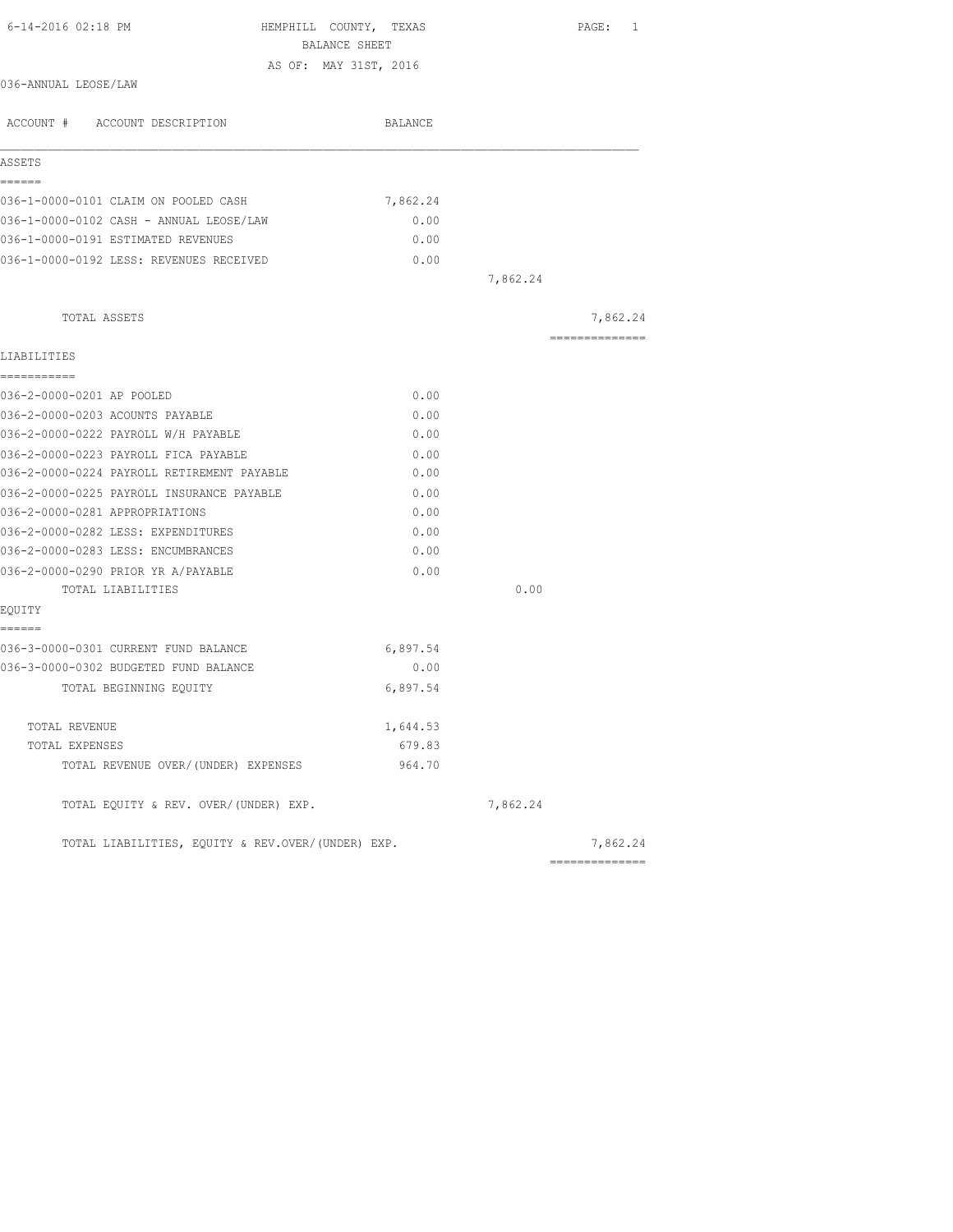6-14-2016 02:18 PM

# HEMPHILL COUNTY, TEXAS

## BALANCE SHEET

AS OF: MAY 31ST, 2016

036-ANNUAL LEOSE/LAW

| ACCOUNT # ACCOUNT DESCRIPTION | BALANCE | | |
|---|---|---|---|
| **ASSETS** | | | |
| 036-1-0000-0101 CLAIM ON POOLED CASH | 7,862.24 | | |
| 036-1-0000-0102 CASH - ANNUAL LEOSE/LAW | 0.00 | | |
| 036-1-0000-0191 ESTIMATED REVENUES | 0.00 | | |
| 036-1-0000-0192 LESS: REVENUES RECEIVED | 0.00 | | |
| | | 7,862.24 | |
| TOTAL ASSETS | | | 7,862.24 |
| **LIABILITIES** | | | |
| 036-2-0000-0201 AP POOLED | 0.00 | | |
| 036-2-0000-0203 ACOUNTS PAYABLE | 0.00 | | |
| 036-2-0000-0222 PAYROLL W/H PAYABLE | 0.00 | | |
| 036-2-0000-0223 PAYROLL FICA PAYABLE | 0.00 | | |
| 036-2-0000-0224 PAYROLL RETIREMENT PAYABLE | 0.00 | | |
| 036-2-0000-0225 PAYROLL INSURANCE PAYABLE | 0.00 | | |
| 036-2-0000-0281 APPROPRIATIONS | 0.00 | | |
| 036-2-0000-0282 LESS: EXPENDITURES | 0.00 | | |
| 036-2-0000-0283 LESS: ENCUMBRANCES | 0.00 | | |
| 036-2-0000-0290 PRIOR YR A/PAYABLE | 0.00 | | |
| TOTAL LIABILITIES | | 0.00 | |
| **EQUITY** | | | |
| 036-3-0000-0301 CURRENT FUND BALANCE | 6,897.54 | | |
| 036-3-0000-0302 BUDGETED FUND BALANCE | 0.00 | | |
| TOTAL BEGINNING EQUITY | 6,897.54 | | |
| TOTAL REVENUE | 1,644.53 | | |
| TOTAL EXPENSES | 679.83 | | |
| TOTAL REVENUE OVER/(UNDER) EXPENSES | 964.70 | | |
| TOTAL EQUITY & REV. OVER/(UNDER) EXP. | | 7,862.24 | |
| TOTAL LIABILITIES, EQUITY & REV.OVER/(UNDER) EXP. | | | 7,862.24 |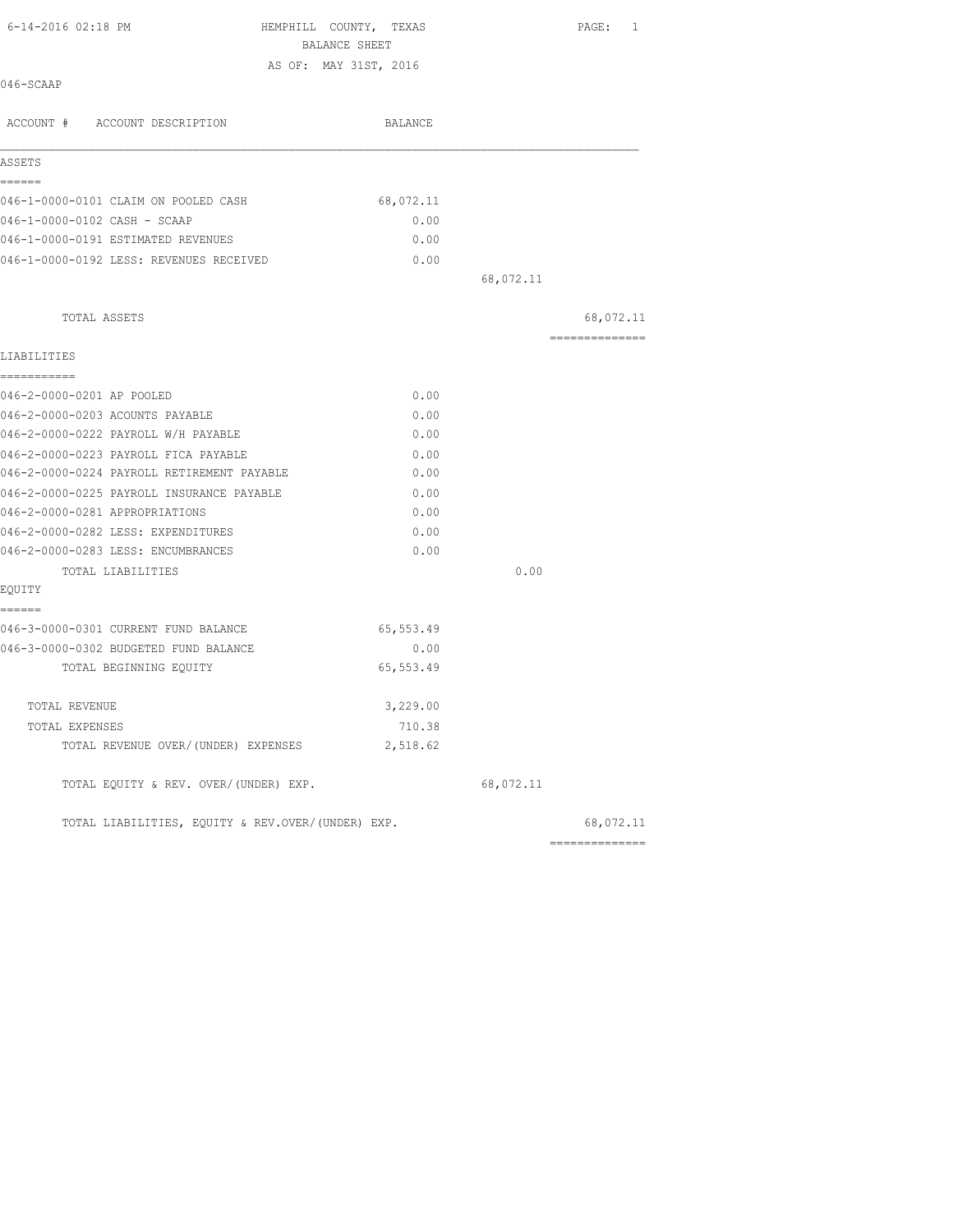6-14-2016 02:18 PM

# HEMPHILL COUNTY, TEXAS
## BALANCE SHEET
AS OF: MAY 31ST, 2016

046-SCAAP

| ACCOUNT # ACCOUNT DESCRIPTION | BALANCE | | |
|---|---|---|---|
| **ASSETS** | | | |
| 046-1-0000-0101 CLAIM ON POOLED CASH | 68,072.11 | | |
| 046-1-0000-0102 CASH - SCAAP | 0.00 | | |
| 046-1-0000-0191 ESTIMATED REVENUES | 0.00 | | |
| 046-1-0000-0192 LESS: REVENUES RECEIVED | 0.00 | | |
| | | 68,072.11 | |
| TOTAL ASSETS | | | 68,072.11 |
| **LIABILITIES** | | | |
| 046-2-0000-0201 AP POOLED | 0.00 | | |
| 046-2-0000-0203 ACOUNTS PAYABLE | 0.00 | | |
| 046-2-0000-0222 PAYROLL W/H PAYABLE | 0.00 | | |
| 046-2-0000-0223 PAYROLL FICA PAYABLE | 0.00 | | |
| 046-2-0000-0224 PAYROLL RETIREMENT PAYABLE | 0.00 | | |
| 046-2-0000-0225 PAYROLL INSURANCE PAYABLE | 0.00 | | |
| 046-2-0000-0281 APPROPRIATIONS | 0.00 | | |
| 046-2-0000-0282 LESS: EXPENDITURES | 0.00 | | |
| 046-2-0000-0283 LESS: ENCUMBRANCES | 0.00 | | |
| TOTAL LIABILITIES | | 0.00 | |
| **EQUITY** | | | |
| 046-3-0000-0301 CURRENT FUND BALANCE | 65,553.49 | | |
| 046-3-0000-0302 BUDGETED FUND BALANCE | 0.00 | | |
| TOTAL BEGINNING EQUITY | 65,553.49 | | |
| TOTAL REVENUE | 3,229.00 | | |
| TOTAL EXPENSES | 710.38 | | |
| TOTAL REVENUE OVER/(UNDER) EXPENSES | 2,518.62 | | |
| TOTAL EQUITY & REV. OVER/(UNDER) EXP. | | 68,072.11 | |
| TOTAL LIABILITIES, EQUITY & REV.OVER/(UNDER) EXP. | | | 68,072.11 |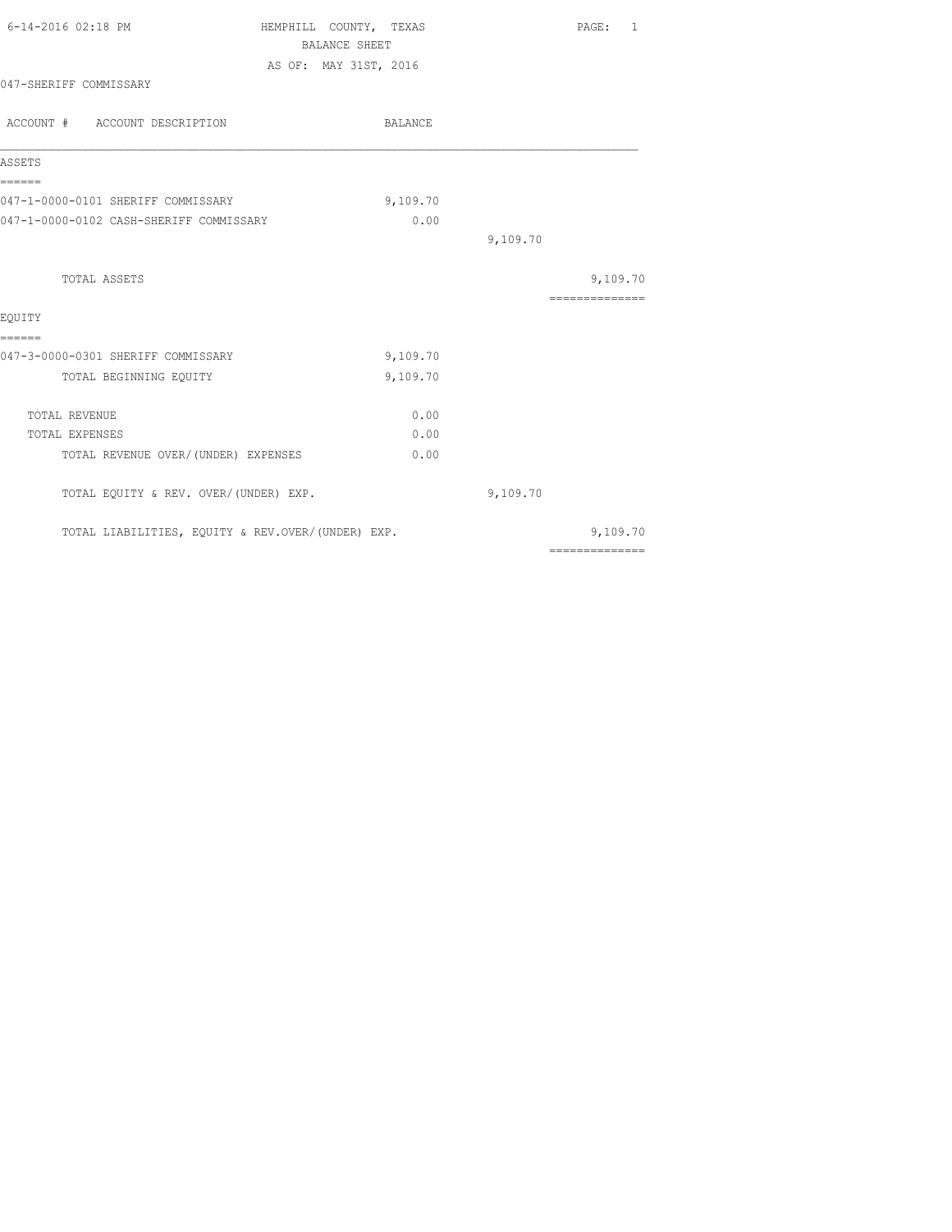6-14-2016 02:18 PM HEMPHILL COUNTY, TEXAS PAGE: 1

BALANCE SHEET

AS OF: MAY 31ST, 2016

047-SHERIFF COMMISSARY

| ACCOUNT # ACCOUNT DESCRIPTION | BALANCE | | |
|---|---|---|---|
| **ASSETS** | | | |
| 047-1-0000-0101 SHERIFF COMMISSARY | 9,109.70 | | |
| 047-1-0000-0102 CASH-SHERIFF COMMISSARY | 0.00 | | |
| | | 9,109.70 | |
| TOTAL ASSETS | | | 9,109.70 |
| **EQUITY** | | | |
| 047-3-0000-0301 SHERIFF COMMISSARY | 9,109.70 | | |
| TOTAL BEGINNING EQUITY | 9,109.70 | | |
| TOTAL REVENUE | 0.00 | | |
| TOTAL EXPENSES | 0.00 | | |
| TOTAL REVENUE OVER/(UNDER) EXPENSES | 0.00 | | |
| TOTAL EQUITY & REV. OVER/(UNDER) EXP. | | 9,109.70 | |
| TOTAL LIABILITIES, EQUITY & REV.OVER/(UNDER) EXP. | | | 9,109.70 |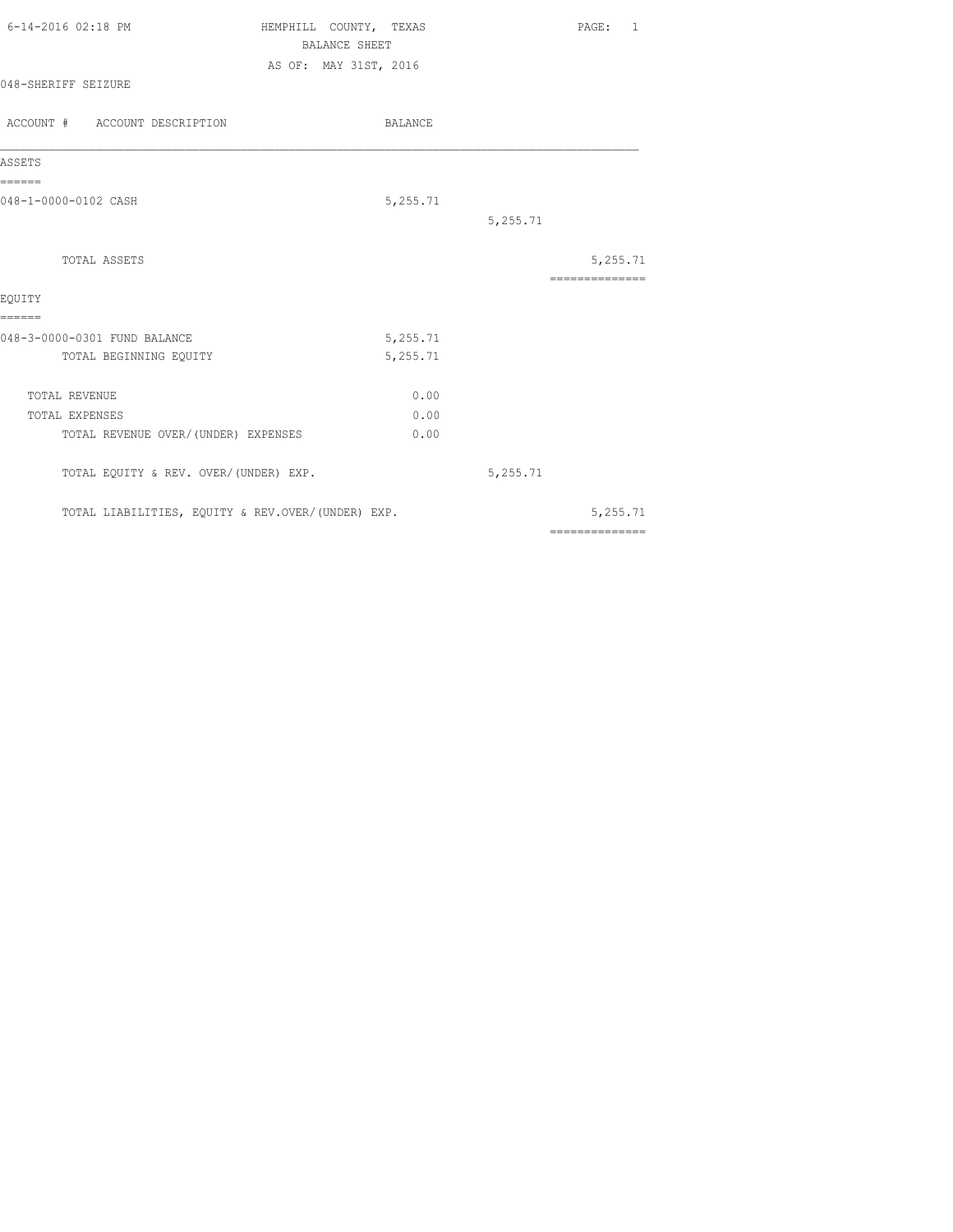HEMPHILL COUNTY, TEXAS
BALANCE SHEET
AS OF: MAY 31ST, 2016

6-14-2016 02:18 PM

048-SHERIFF SEIZURE

| ACCOUNT # ACCOUNT DESCRIPTION | BALANCE | | |
|---|---|---|---|
| **ASSETS** | | | |
| 048-1-0000-0102 CASH | 5,255.71 | | |
| | | 5,255.71 | |
| TOTAL ASSETS | | | 5,255.71 |
| **EQUITY** | | | |
| 048-3-0000-0301 FUND BALANCE | 5,255.71 | | |
| TOTAL BEGINNING EQUITY | 5,255.71 | | |
| TOTAL REVENUE | 0.00 | | |
| TOTAL EXPENSES | 0.00 | | |
| TOTAL REVENUE OVER/(UNDER) EXPENSES | 0.00 | | |
| TOTAL EQUITY & REV. OVER/(UNDER) EXP. | | 5,255.71 | |
| TOTAL LIABILITIES, EQUITY & REV.OVER/(UNDER) EXP. | | | 5,255.71 |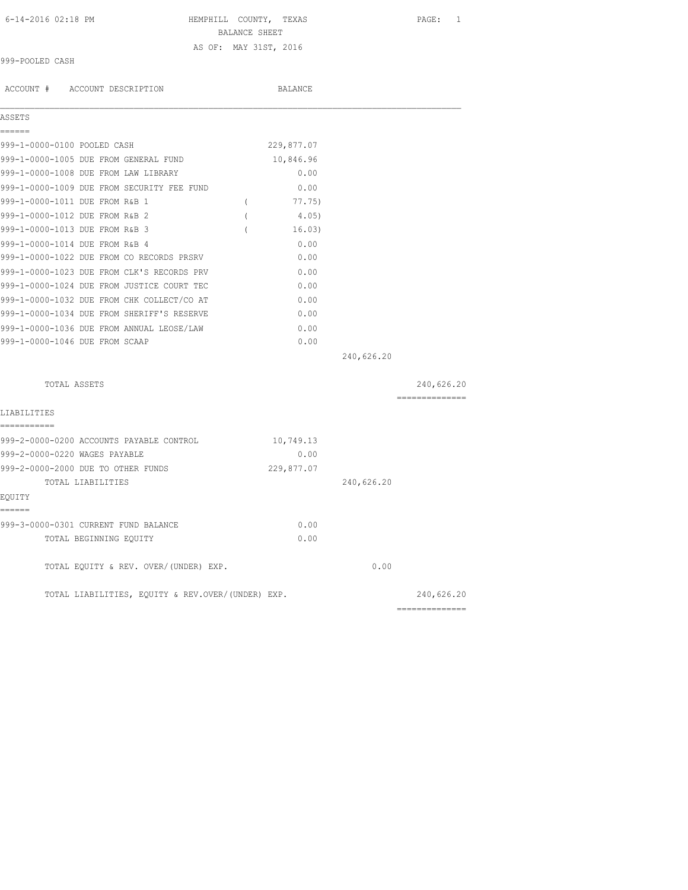HEMPHILL COUNTY, TEXAS

BALANCE SHEET

AS OF: MAY 31ST, 2016

999-POOLED CASH

| ACCOUNT # ACCOUNT DESCRIPTION | BALANCE | | |
|---|---|---|---|
| **ASSETS** | | | |
| 999-1-0000-0100 POOLED CASH | 229,877.07 | | |
| 999-1-0000-1005 DUE FROM GENERAL FUND | 10,846.96 | | |
| 999-1-0000-1008 DUE FROM LAW LIBRARY | 0.00 | | |
| 999-1-0000-1009 DUE FROM SECURITY FEE FUND | 0.00 | | |
| 999-1-0000-1011 DUE FROM R&B 1 | ( 77.75) | | |
| 999-1-0000-1012 DUE FROM R&B 2 | ( 4.05) | | |
| 999-1-0000-1013 DUE FROM R&B 3 | ( 16.03) | | |
| 999-1-0000-1014 DUE FROM R&B 4 | 0.00 | | |
| 999-1-0000-1022 DUE FROM CO RECORDS PRSRV | 0.00 | | |
| 999-1-0000-1023 DUE FROM CLK'S RECORDS PRV | 0.00 | | |
| 999-1-0000-1024 DUE FROM JUSTICE COURT TEC | 0.00 | | |
| 999-1-0000-1032 DUE FROM CHK COLLECT/CO AT | 0.00 | | |
| 999-1-0000-1034 DUE FROM SHERIFF'S RESERVE | 0.00 | | |
| 999-1-0000-1036 DUE FROM ANNUAL LEOSE/LAW | 0.00 | | |
| 999-1-0000-1046 DUE FROM SCAAP | 0.00 | | |
| | | 240,626.20 | |
| TOTAL ASSETS | | | 240,626.20 |
| **LIABILITIES** | | | |
| 999-2-0000-0200 ACCOUNTS PAYABLE CONTROL | 10,749.13 | | |
| 999-2-0000-0220 WAGES PAYABLE | 0.00 | | |
| 999-2-0000-2000 DUE TO OTHER FUNDS | 229,877.07 | | |
| TOTAL LIABILITIES | | 240,626.20 | |
| **EQUITY** | | | |
| 999-3-0000-0301 CURRENT FUND BALANCE | 0.00 | | |
| TOTAL BEGINNING EQUITY | 0.00 | | |
| TOTAL EQUITY & REV. OVER/(UNDER) EXP. | | 0.00 | |
| TOTAL LIABILITIES, EQUITY & REV.OVER/(UNDER) EXP. | | | 240,626.20 |